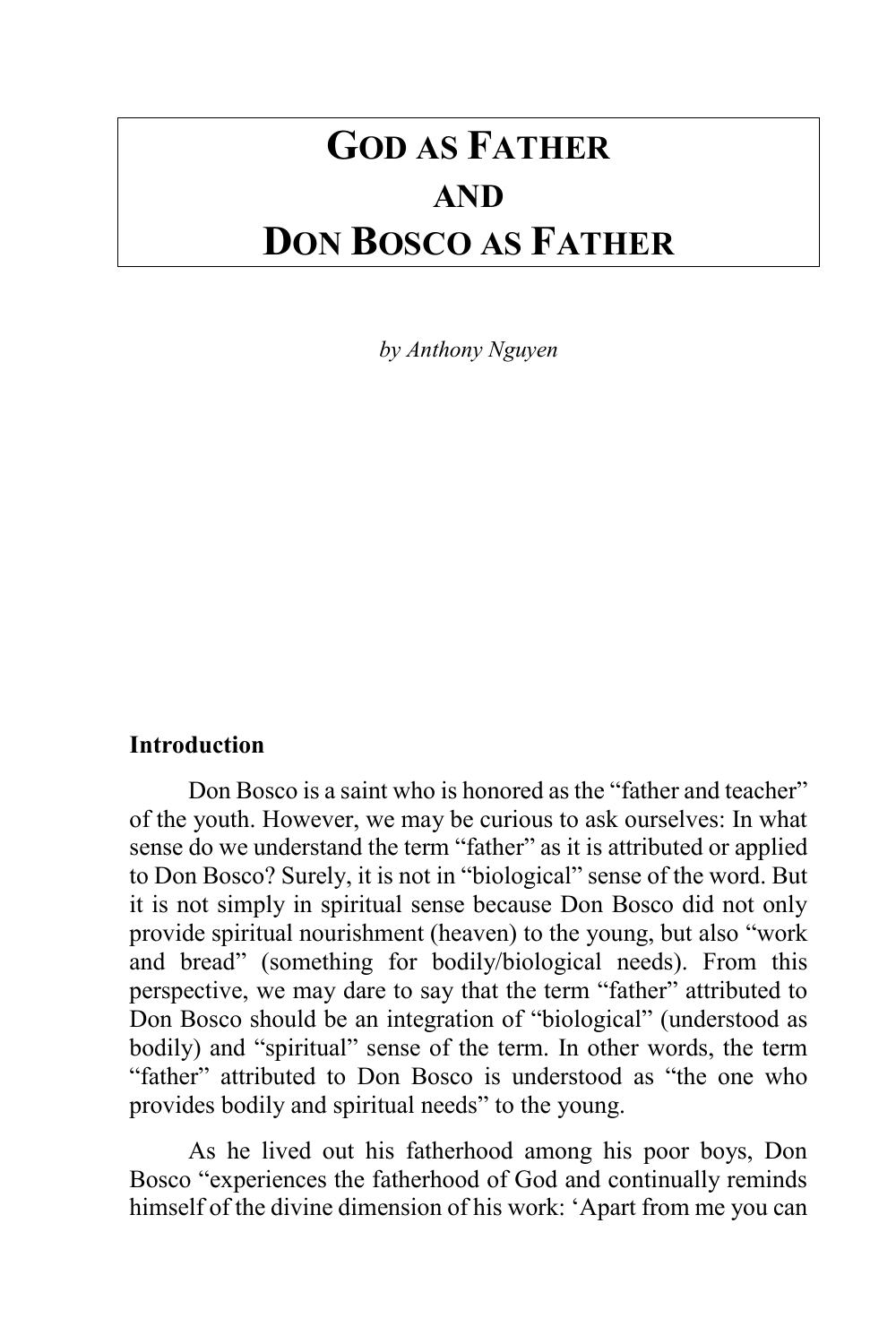# God as Father and Don Bosco as Father

*by Anthony Nguyen*

## Introduction

Don Bosco is a saint who is honored as the "father and teacher" of the youth. However, we may be curious to ask ourselves: In what sense do we understand the term "father" as it is attributed or applied to Don Bosco? Surely, it is not in "biological" sense of the word. But it is not simply in spiritual sense because Don Bosco did not only provide spiritual nourishment (heaven) to the young, but also "work and bread" (something for bodily/biological needs). From this perspective, we may dare to say that the term "father" attributed to Don Bosco should be an integration of "biological" (understood as bodily) and "spiritual" sense of the term. In other words, the term "father" attributed to Don Bosco is understood as "the one who provides bodily and spiritual needs" to the young.

As he lived out his fatherhood among his poor boys, Don Bosco "experiences the fatherhood of God and continually reminds himself of the divine dimension of his work: 'Apart from me you can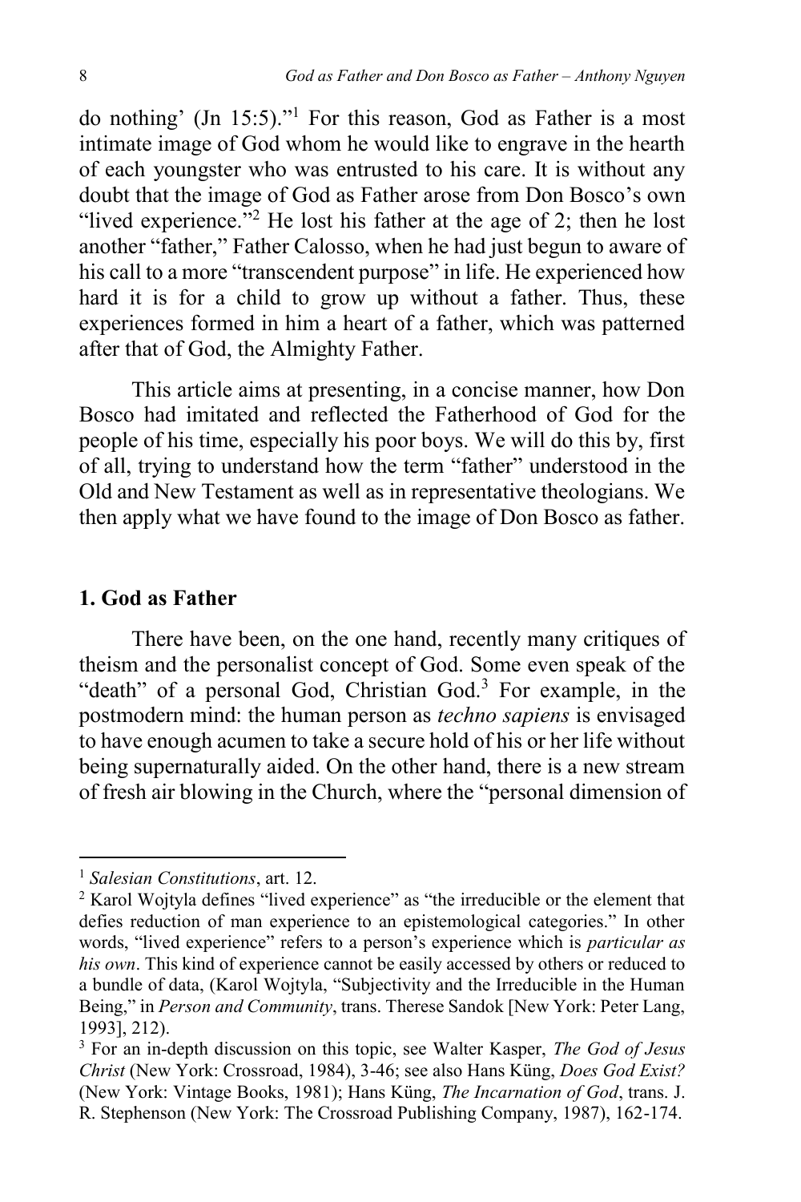do nothing' (Jn 15:5)."[1] For this reason, God as Father is a most intimate image of God whom he would like to engrave in the hearth of each youngster who was entrusted to his care. It is without any doubt that the image of God as Father arose from Don Bosco's own "lived experience."[2] He lost his father at the age of 2; then he lost another "father," Father Calosso, when he had just begun to aware of his call to a more "transcendent purpose" in life. He experienced how hard it is for a child to grow up without a father. Thus, these experiences formed in him a heart of a father, which was patterned after that of God, the Almighty Father.

This article aims at presenting, in a concise manner, how Don Bosco had imitated and reflected the Fatherhood of God for the people of his time, especially his poor boys. We will do this by, first of all, trying to understand how the term "father" understood in the Old and New Testament as well as in representative theologians. We then apply what we have found to the image of Don Bosco as father.

## 1. God as Father

There have been, on the one hand, recently many critiques of theism and the personalist concept of God. Some even speak of the "death" of a personal God, Christian God.[3] For example, in the postmodern mind: the human person as *techno sapiens* is envisaged to have enough acumen to take a secure hold of his or her life without being supernaturally aided. On the other hand, there is a new stream of fresh air blowing in the Church, where the "personal dimension of

---

[1] *Salesian Constitutions*, art. 12.

[2] Karol Wojtyla defines "lived experience" as "the irreducible or the element that defies reduction of man experience to an epistemological categories." In other words, "lived experience" refers to a person's experience which is *particular as his own*. This kind of experience cannot be easily accessed by others or reduced to a bundle of data, (Karol Wojtyla, "Subjectivity and the Irreducible in the Human Being," in *Person and Community*, trans. Therese Sandok [New York: Peter Lang, 1993], 212).

[3] For an in-depth discussion on this topic, see Walter Kasper, *The God of Jesus Christ* (New York: Crossroad, 1984), 3-46; see also Hans Küng, *Does God Exist?* (New York: Vintage Books, 1981); Hans Küng, *The Incarnation of God*, trans. J. R. Stephenson (New York: The Crossroad Publishing Company, 1987), 162-174.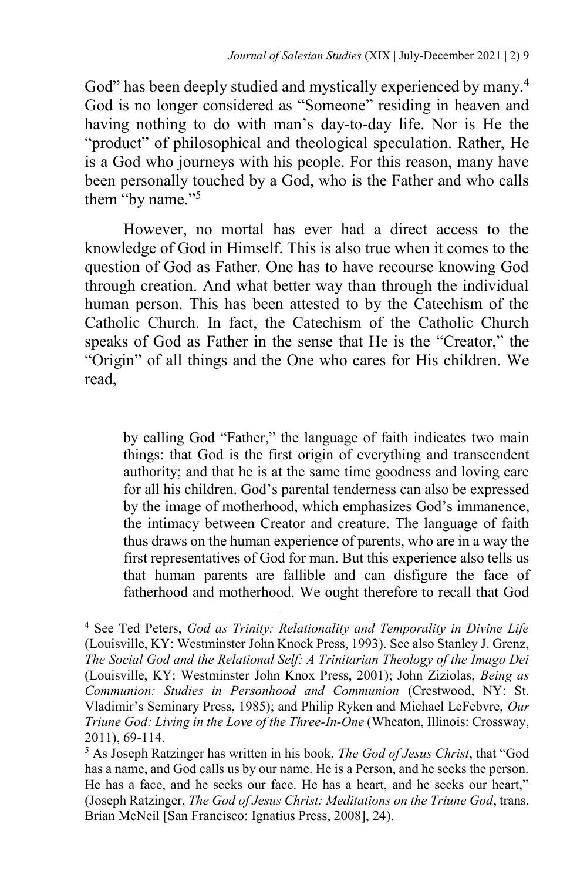God" has been deeply studied and mystically experienced by many.[4] God is no longer considered as "Someone" residing in heaven and having nothing to do with man's day-to-day life. Nor is He the "product" of philosophical and theological speculation. Rather, He is a God who journeys with his people. For this reason, many have been personally touched by a God, who is the Father and who calls them "by name."[5]

However, no mortal has ever had a direct access to the knowledge of God in Himself. This is also true when it comes to the question of God as Father. One has to have recourse knowing God through creation. And what better way than through the individual human person. This has been attested to by the Catechism of the Catholic Church. In fact, the Catechism of the Catholic Church speaks of God as Father in the sense that He is the "Creator," the "Origin" of all things and the One who cares for His children. We read,

> by calling God "Father," the language of faith indicates two main things: that God is the first origin of everything and transcendent authority; and that he is at the same time goodness and loving care for all his children. God's parental tenderness can also be expressed by the image of motherhood, which emphasizes God's immanence, the intimacy between Creator and creature. The language of faith thus draws on the human experience of parents, who are in a way the first representatives of God for man. But this experience also tells us that human parents are fallible and can disfigure the face of fatherhood and motherhood. We ought therefore to recall that God

---

[4] See Ted Peters, *God as Trinity: Relationality and Temporality in Divine Life* (Louisville, KY: Westminster John Knock Press, 1993). See also Stanley J. Grenz, *The Social God and the Relational Self: A Trinitarian Theology of the Imago Dei* (Louisville, KY: Westminster John Knox Press, 2001); John Ziziolas, *Being as Communion: Studies in Personhood and Communion* (Crestwood, NY: St. Vladimir's Seminary Press, 1985); and Philip Ryken and Michael LeFebvre, *Our Triune God: Living in the Love of the Three-In-One* (Wheaton, Illinois: Crossway, 2011), 69-114.

[5] As Joseph Ratzinger has written in his book, *The God of Jesus Christ*, that "God has a name, and God calls us by our name. He is a Person, and he seeks the person. He has a face, and he seeks our face. He has a heart, and he seeks our heart," (Joseph Ratzinger, *The God of Jesus Christ: Meditations on the Triune God*, trans. Brian McNeil [San Francisco: Ignatius Press, 2008], 24).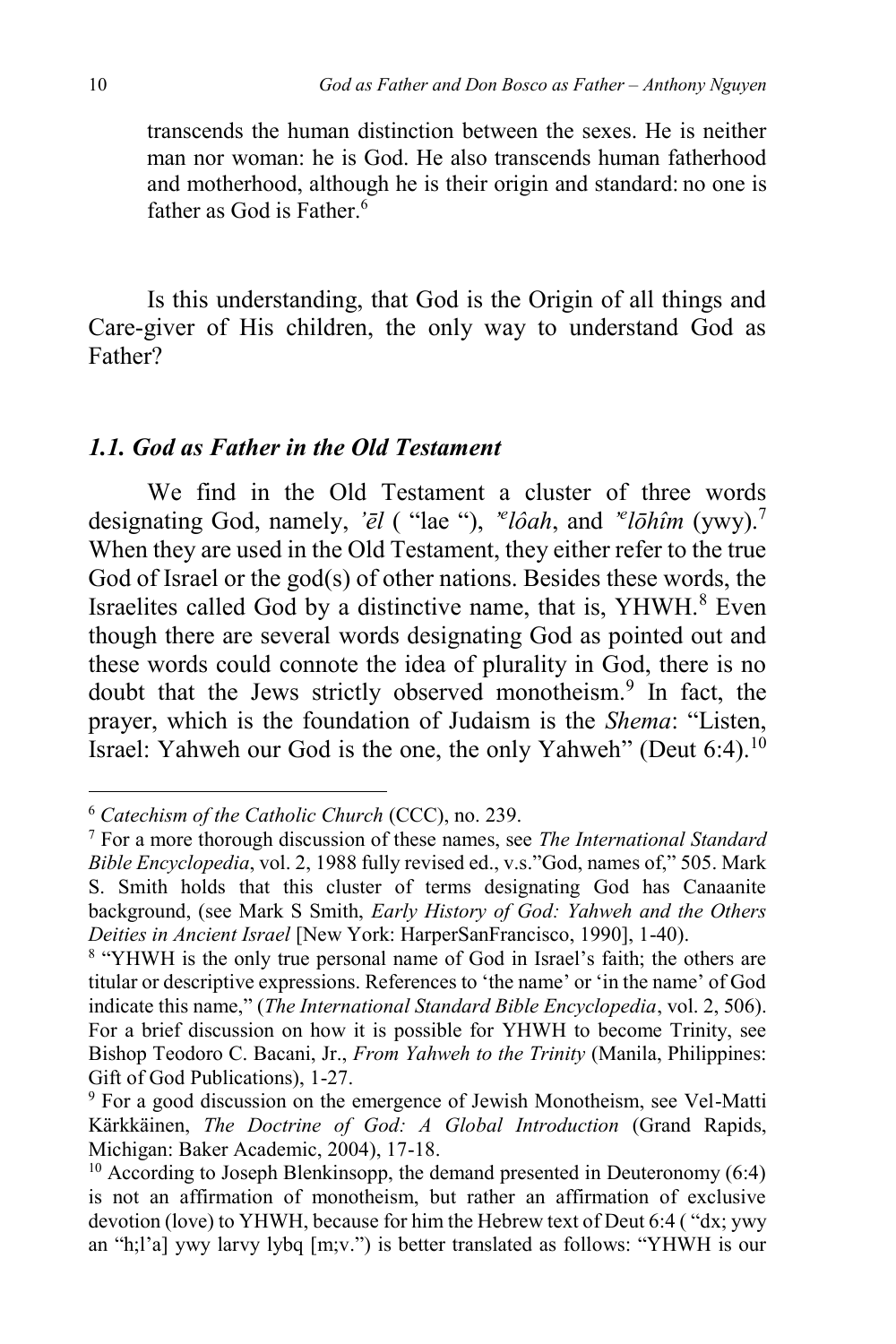transcends the human distinction between the sexes. He is neither man nor woman: he is God. He also transcends human fatherhood and motherhood, although he is their origin and standard: no one is father as God is Father.[6]

Is this understanding, that God is the Origin of all things and Care-giver of His children, the only way to understand God as Father?

### *1.1. God as Father in the Old Testament*

We find in the Old Testament a cluster of three words designating God, namely, *'ēl* ( "lae "), *'elôah*, and *'elōhîm* (ywy).[7] When they are used in the Old Testament, they either refer to the true God of Israel or the god(s) of other nations. Besides these words, the Israelites called God by a distinctive name, that is, YHWH.[8] Even though there are several words designating God as pointed out and these words could connote the idea of plurality in God, there is no doubt that the Jews strictly observed monotheism.[9] In fact, the prayer, which is the foundation of Judaism is the *Shema*: "Listen, Israel: Yahweh our God is the one, the only Yahweh" (Deut 6:4).[10]

---

[6] *Catechism of the Catholic Church* (CCC), no. 239.

[7] For a more thorough discussion of these names, see *The International Standard Bible Encyclopedia*, vol. 2, 1988 fully revised ed., v.s."God, names of," 505. Mark S. Smith holds that this cluster of terms designating God has Canaanite background, (see Mark S Smith, *Early History of God: Yahweh and the Others Deities in Ancient Israel* [New York: HarperSanFrancisco, 1990], 1-40).

[8] "YHWH is the only true personal name of God in Israel's faith; the others are titular or descriptive expressions. References to 'the name' or 'in the name' of God indicate this name," (*The International Standard Bible Encyclopedia*, vol. 2, 506). For a brief discussion on how it is possible for YHWH to become Trinity, see Bishop Teodoro C. Bacani, Jr., *From Yahweh to the Trinity* (Manila, Philippines: Gift of God Publications), 1-27.

[9] For a good discussion on the emergence of Jewish Monotheism, see Vel-Matti Kärkkäinen, *The Doctrine of God: A Global Introduction* (Grand Rapids, Michigan: Baker Academic, 2004), 17-18.

[10] According to Joseph Blenkinsopp, the demand presented in Deuteronomy (6:4) is not an affirmation of monotheism, but rather an affirmation of exclusive devotion (love) to YHWH, because for him the Hebrew text of Deut 6:4 ( "dx; ywy an "h;l'a] ywy larvy lybq [m;v.") is better translated as follows: "YHWH is our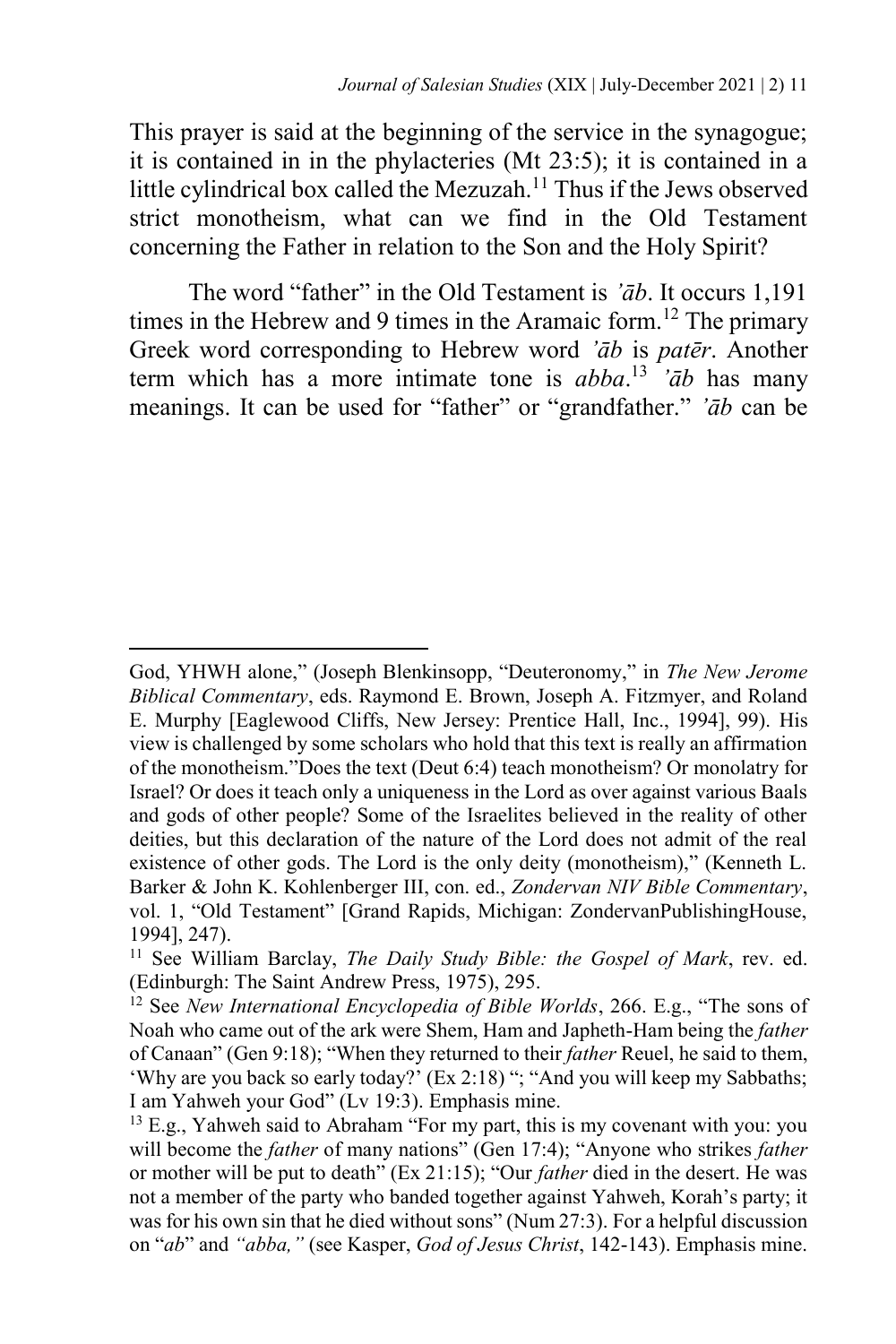This prayer is said at the beginning of the service in the synagogue; it is contained in in the phylacteries (Mt 23:5); it is contained in a little cylindrical box called the Mezuzah.[11] Thus if the Jews observed strict monotheism, what can we find in the Old Testament concerning the Father in relation to the Son and the Holy Spirit?

The word "father" in the Old Testament is *'āb*. It occurs 1,191 times in the Hebrew and 9 times in the Aramaic form.[12] The primary Greek word corresponding to Hebrew word *'āb* is *patēr*. Another term which has a more intimate tone is *abba*.[13] *'āb* has many meanings. It can be used for "father" or "grandfather." *'āb* can be

---

God, YHWH alone," (Joseph Blenkinsopp, "Deuteronomy," in *The New Jerome Biblical Commentary*, eds. Raymond E. Brown, Joseph A. Fitzmyer, and Roland E. Murphy [Eaglewood Cliffs, New Jersey: Prentice Hall, Inc., 1994], 99). His view is challenged by some scholars who hold that this text is really an affirmation of the monotheism."Does the text (Deut 6:4) teach monotheism? Or monolatry for Israel? Or does it teach only a uniqueness in the Lord as over against various Baals and gods of other people? Some of the Israelites believed in the reality of other deities, but this declaration of the nature of the Lord does not admit of the real existence of other gods. The Lord is the only deity (monotheism)," (Kenneth L. Barker & John K. Kohlenberger III, con. ed., *Zondervan NIV Bible Commentary*, vol. 1, "Old Testament" [Grand Rapids, Michigan: ZondervanPublishingHouse, 1994], 247).

[11] See William Barclay, *The Daily Study Bible: the Gospel of Mark*, rev. ed. (Edinburgh: The Saint Andrew Press, 1975), 295.

[12] See *New International Encyclopedia of Bible Worlds*, 266. E.g., "The sons of Noah who came out of the ark were Shem, Ham and Japheth-Ham being the *father* of Canaan" (Gen 9:18); "When they returned to their *father* Reuel, he said to them, 'Why are you back so early today?' (Ex 2:18) "; "And you will keep my Sabbaths; I am Yahweh your God" (Lv 19:3). Emphasis mine.

[13] E.g., Yahweh said to Abraham "For my part, this is my covenant with you: you will become the *father* of many nations" (Gen 17:4); "Anyone who strikes *father* or mother will be put to death" (Ex 21:15); "Our *father* died in the desert. He was not a member of the party who banded together against Yahweh, Korah's party; it was for his own sin that he died without sons" (Num 27:3). For a helpful discussion on "*ab*" and *"abba,"* (see Kasper, *God of Jesus Christ*, 142-143). Emphasis mine.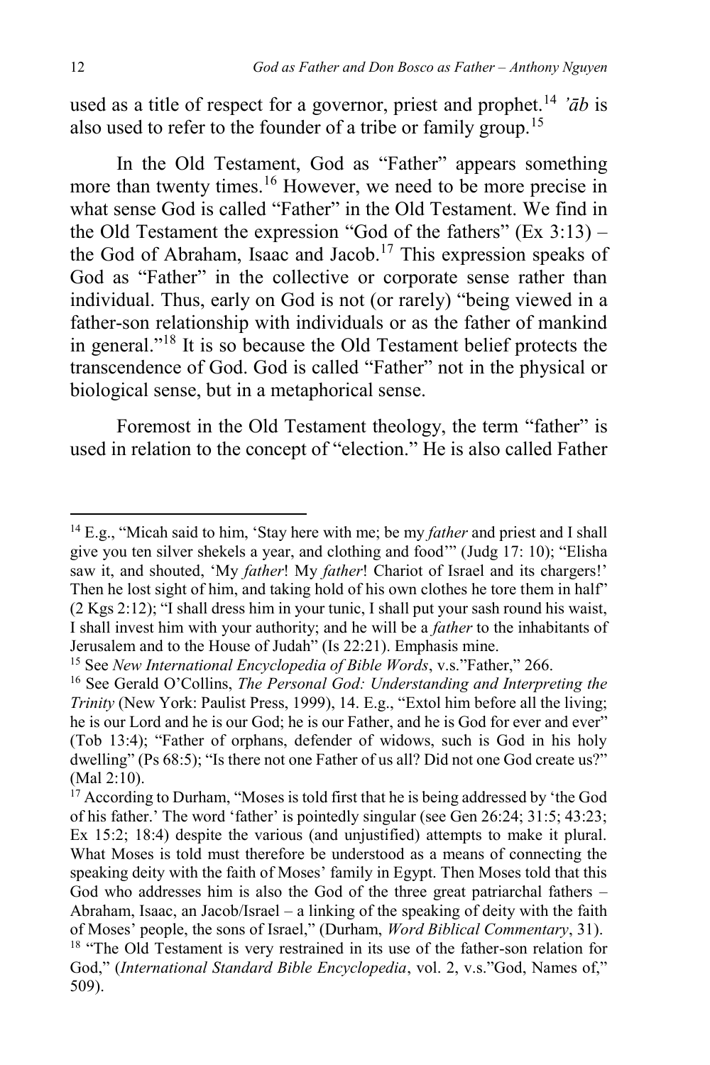used as a title of respect for a governor, priest and prophet.[14] *'āb* is also used to refer to the founder of a tribe or family group.[15]

In the Old Testament, God as "Father" appears something more than twenty times.[16] However, we need to be more precise in what sense God is called "Father" in the Old Testament. We find in the Old Testament the expression "God of the fathers" (Ex 3:13) – the God of Abraham, Isaac and Jacob.[17] This expression speaks of God as "Father" in the collective or corporate sense rather than individual. Thus, early on God is not (or rarely) "being viewed in a father-son relationship with individuals or as the father of mankind in general."[18] It is so because the Old Testament belief protects the transcendence of God. God is called "Father" not in the physical or biological sense, but in a metaphorical sense.

Foremost in the Old Testament theology, the term "father" is used in relation to the concept of "election." He is also called Father

---

[14] E.g., "Micah said to him, 'Stay here with me; be my *father* and priest and I shall give you ten silver shekels a year, and clothing and food'" (Judg 17: 10); "Elisha saw it, and shouted, 'My *father*! My *father*! Chariot of Israel and its chargers!' Then he lost sight of him, and taking hold of his own clothes he tore them in half" (2 Kgs 2:12); "I shall dress him in your tunic, I shall put your sash round his waist, I shall invest him with your authority; and he will be a *father* to the inhabitants of Jerusalem and to the House of Judah" (Is 22:21). Emphasis mine.

[15] See *New International Encyclopedia of Bible Words*, v.s."Father," 266.

[16] See Gerald O'Collins, *The Personal God: Understanding and Interpreting the Trinity* (New York: Paulist Press, 1999), 14. E.g., "Extol him before all the living; he is our Lord and he is our God; he is our Father, and he is God for ever and ever" (Tob 13:4); "Father of orphans, defender of widows, such is God in his holy dwelling" (Ps 68:5); "Is there not one Father of us all? Did not one God create us?" (Mal 2:10).

[17] According to Durham, "Moses is told first that he is being addressed by 'the God of his father.' The word 'father' is pointedly singular (see Gen 26:24; 31:5; 43:23; Ex 15:2; 18:4) despite the various (and unjustified) attempts to make it plural. What Moses is told must therefore be understood as a means of connecting the speaking deity with the faith of Moses' family in Egypt. Then Moses told that this God who addresses him is also the God of the three great patriarchal fathers – Abraham, Isaac, an Jacob/Israel – a linking of the speaking of deity with the faith of Moses' people, the sons of Israel," (Durham, *Word Biblical Commentary*, 31).

[18] "The Old Testament is very restrained in its use of the father-son relation for God," (*International Standard Bible Encyclopedia*, vol. 2, v.s."God, Names of," 509).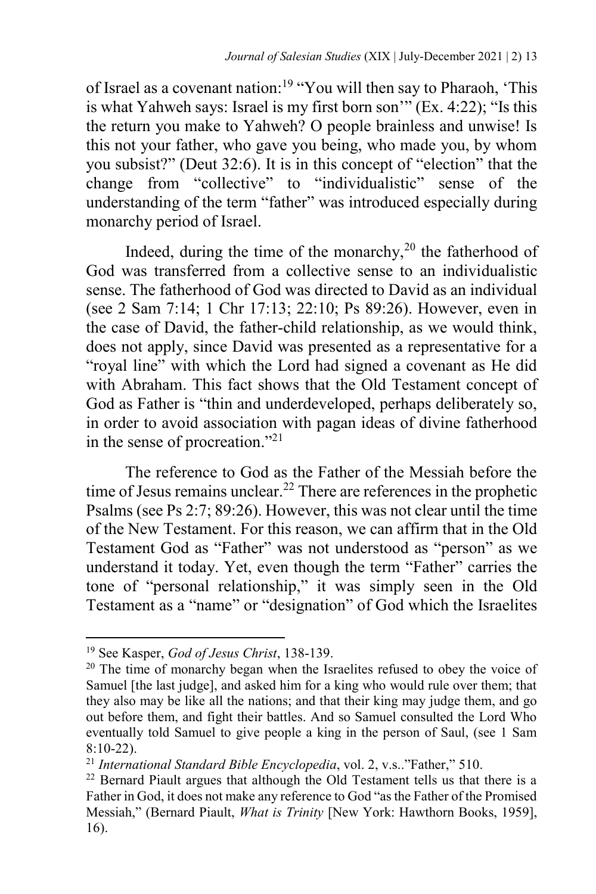of Israel as a covenant nation:[19] "You will then say to Pharaoh, 'This is what Yahweh says: Israel is my first born son'" (Ex. 4:22); "Is this the return you make to Yahweh? O people brainless and unwise! Is this not your father, who gave you being, who made you, by whom you subsist?" (Deut 32:6). It is in this concept of "election" that the change from "collective" to "individualistic" sense of the understanding of the term "father" was introduced especially during monarchy period of Israel.

Indeed, during the time of the monarchy,[20] the fatherhood of God was transferred from a collective sense to an individualistic sense. The fatherhood of God was directed to David as an individual (see 2 Sam 7:14; 1 Chr 17:13; 22:10; Ps 89:26). However, even in the case of David, the father-child relationship, as we would think, does not apply, since David was presented as a representative for a "royal line" with which the Lord had signed a covenant as He did with Abraham. This fact shows that the Old Testament concept of God as Father is "thin and underdeveloped, perhaps deliberately so, in order to avoid association with pagan ideas of divine fatherhood in the sense of procreation."[21]

The reference to God as the Father of the Messiah before the time of Jesus remains unclear.[22] There are references in the prophetic Psalms (see Ps 2:7; 89:26). However, this was not clear until the time of the New Testament. For this reason, we can affirm that in the Old Testament God as "Father" was not understood as "person" as we understand it today. Yet, even though the term "Father" carries the tone of "personal relationship," it was simply seen in the Old Testament as a "name" or "designation" of God which the Israelites

---

[19] See Kasper, *God of Jesus Christ*, 138-139.

[20] The time of monarchy began when the Israelites refused to obey the voice of Samuel [the last judge], and asked him for a king who would rule over them; that they also may be like all the nations; and that their king may judge them, and go out before them, and fight their battles. And so Samuel consulted the Lord Who eventually told Samuel to give people a king in the person of Saul, (see 1 Sam 8:10-22).

[21] *International Standard Bible Encyclopedia*, vol. 2, v.s.."Father," 510.

[22] Bernard Piault argues that although the Old Testament tells us that there is a Father in God, it does not make any reference to God "as the Father of the Promised Messiah," (Bernard Piault, *What is Trinity* [New York: Hawthorn Books, 1959], 16).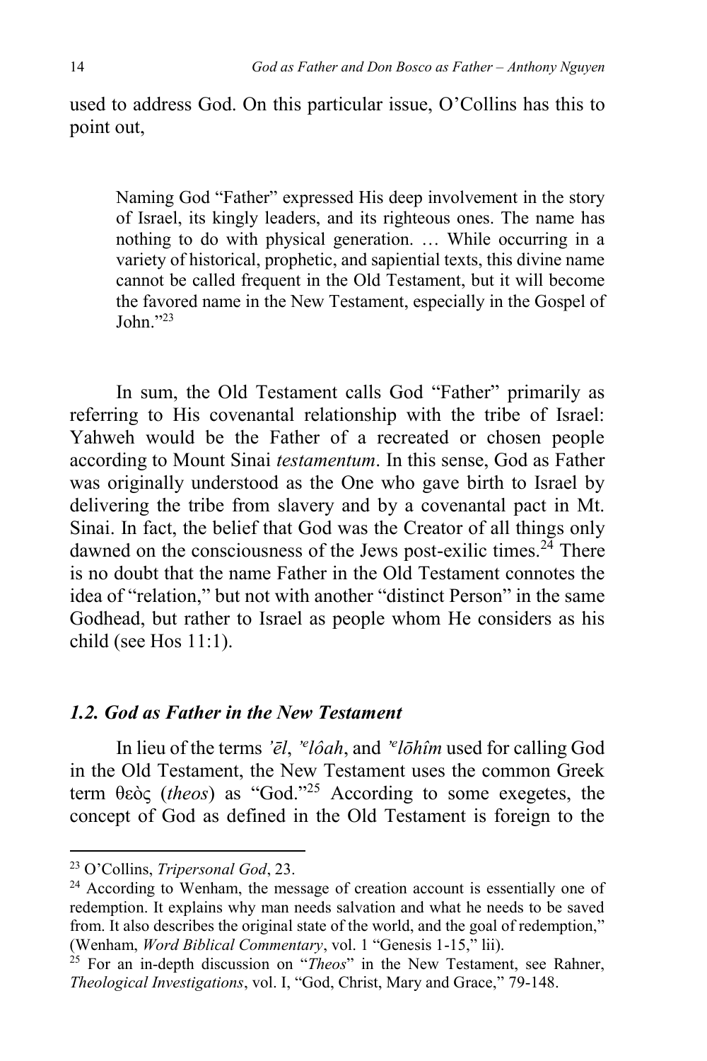used to address God. On this particular issue, O'Collins has this to point out,

> Naming God "Father" expressed His deep involvement in the story of Israel, its kingly leaders, and its righteous ones. The name has nothing to do with physical generation. … While occurring in a variety of historical, prophetic, and sapiential texts, this divine name cannot be called frequent in the Old Testament, but it will become the favored name in the New Testament, especially in the Gospel of John."[23]

In sum, the Old Testament calls God "Father" primarily as referring to His covenantal relationship with the tribe of Israel: Yahweh would be the Father of a recreated or chosen people according to Mount Sinai *testamentum*. In this sense, God as Father was originally understood as the One who gave birth to Israel by delivering the tribe from slavery and by a covenantal pact in Mt. Sinai. In fact, the belief that God was the Creator of all things only dawned on the consciousness of the Jews post-exilic times.[24] There is no doubt that the name Father in the Old Testament connotes the idea of "relation," but not with another "distinct Person" in the same Godhead, but rather to Israel as people whom He considers as his child (see Hos 11:1).

### *1.2. God as Father in the New Testament*

In lieu of the terms *'ēl*, *'ᵉlôah*, and *'ᵉlōhîm* used for calling God in the Old Testament, the New Testament uses the common Greek term θεὸς (*theos*) as "God."[25] According to some exegetes, the concept of God as defined in the Old Testament is foreign to the

---

[23] O'Collins, *Tripersonal God*, 23.

[24] According to Wenham, the message of creation account is essentially one of redemption. It explains why man needs salvation and what he needs to be saved from. It also describes the original state of the world, and the goal of redemption," (Wenham, *Word Biblical Commentary*, vol. 1 "Genesis 1-15," lii).

[25] For an in-depth discussion on "*Theos*" in the New Testament, see Rahner, *Theological Investigations*, vol. I, "God, Christ, Mary and Grace," 79-148.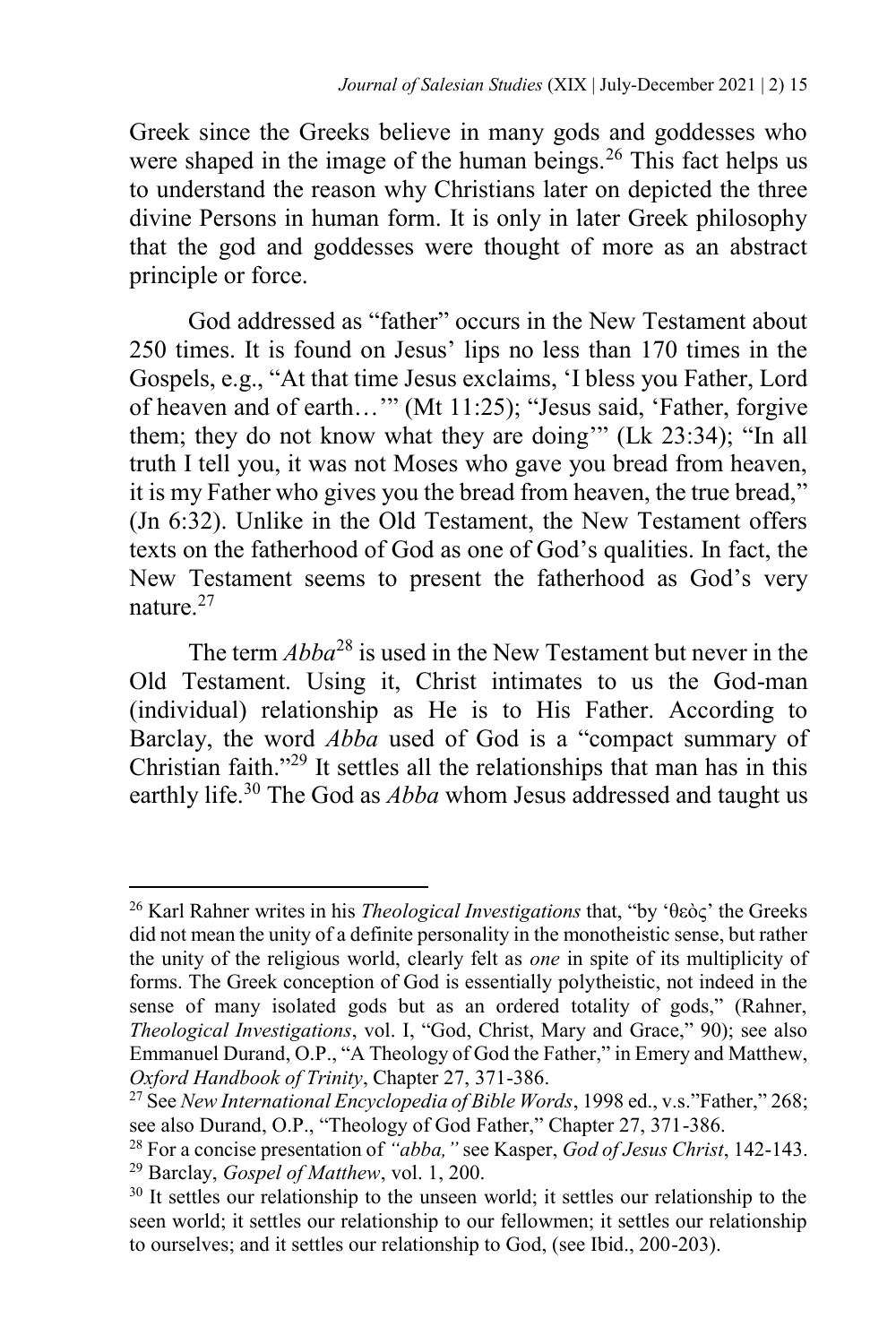Greek since the Greeks believe in many gods and goddesses who were shaped in the image of the human beings.[26] This fact helps us to understand the reason why Christians later on depicted the three divine Persons in human form. It is only in later Greek philosophy that the god and goddesses were thought of more as an abstract principle or force.

God addressed as "father" occurs in the New Testament about 250 times. It is found on Jesus' lips no less than 170 times in the Gospels, e.g., "At that time Jesus exclaims, 'I bless you Father, Lord of heaven and of earth…'" (Mt 11:25); "Jesus said, 'Father, forgive them; they do not know what they are doing'" (Lk 23:34); "In all truth I tell you, it was not Moses who gave you bread from heaven, it is my Father who gives you the bread from heaven, the true bread," (Jn 6:32). Unlike in the Old Testament, the New Testament offers texts on the fatherhood of God as one of God's qualities. In fact, the New Testament seems to present the fatherhood as God's very nature.[27]

The term *Abba*[28] is used in the New Testament but never in the Old Testament. Using it, Christ intimates to us the God-man (individual) relationship as He is to His Father. According to Barclay, the word *Abba* used of God is a "compact summary of Christian faith."[29] It settles all the relationships that man has in this earthly life.[30] The God as *Abba* whom Jesus addressed and taught us

---

[26] Karl Rahner writes in his *Theological Investigations* that, "by 'θεὸς' the Greeks did not mean the unity of a definite personality in the monotheistic sense, but rather the unity of the religious world, clearly felt as *one* in spite of its multiplicity of forms. The Greek conception of God is essentially polytheistic, not indeed in the sense of many isolated gods but as an ordered totality of gods," (Rahner, *Theological Investigations*, vol. I, "God, Christ, Mary and Grace," 90); see also Emmanuel Durand, O.P., "A Theology of God the Father," in Emery and Matthew, *Oxford Handbook of Trinity*, Chapter 27, 371-386.

[27] See *New International Encyclopedia of Bible Words*, 1998 ed., v.s."Father," 268; see also Durand, O.P., "Theology of God Father," Chapter 27, 371-386.

[28] For a concise presentation of *"abba,"* see Kasper, *God of Jesus Christ*, 142-143.

[29] Barclay, *Gospel of Matthew*, vol. 1, 200.

[30] It settles our relationship to the unseen world; it settles our relationship to the seen world; it settles our relationship to our fellowmen; it settles our relationship to ourselves; and it settles our relationship to God, (see Ibid., 200-203).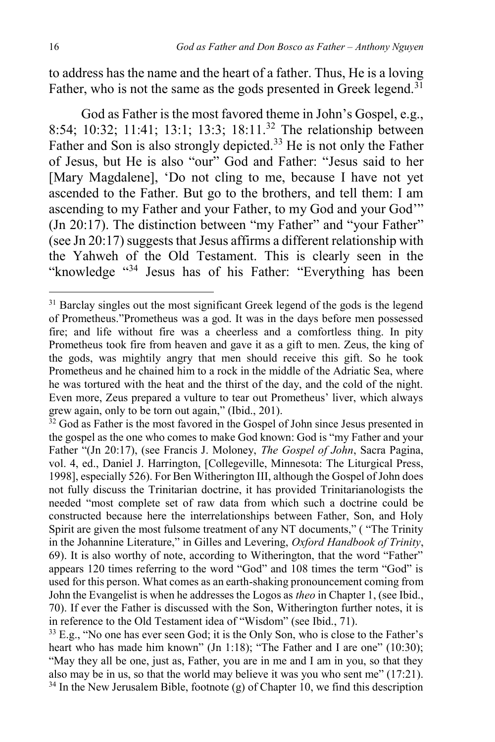to address has the name and the heart of a father. Thus, He is a loving Father, who is not the same as the gods presented in Greek legend.[31]

God as Father is the most favored theme in John's Gospel, e.g., 8:54; 10:32; 11:41; 13:1; 13:3; 18:11.[32] The relationship between Father and Son is also strongly depicted.[33] He is not only the Father of Jesus, but He is also "our" God and Father: "Jesus said to her [Mary Magdalene], 'Do not cling to me, because I have not yet ascended to the Father. But go to the brothers, and tell them: I am ascending to my Father and your Father, to my God and your God'" (Jn 20:17). The distinction between "my Father" and "your Father" (see Jn 20:17) suggests that Jesus affirms a different relationship with the Yahweh of the Old Testament. This is clearly seen in the "knowledge "[34] Jesus has of his Father: "Everything has been

---

[31] Barclay singles out the most significant Greek legend of the gods is the legend of Prometheus."Prometheus was a god. It was in the days before men possessed fire; and life without fire was a cheerless and a comfortless thing. In pity Prometheus took fire from heaven and gave it as a gift to men. Zeus, the king of the gods, was mightily angry that men should receive this gift. So he took Prometheus and he chained him to a rock in the middle of the Adriatic Sea, where he was tortured with the heat and the thirst of the day, and the cold of the night. Even more, Zeus prepared a vulture to tear out Prometheus' liver, which always grew again, only to be torn out again," (Ibid., 201).

[32] God as Father is the most favored in the Gospel of John since Jesus presented in the gospel as the one who comes to make God known: God is "my Father and your Father "(Jn 20:17), (see Francis J. Moloney, *The Gospel of John*, Sacra Pagina, vol. 4, ed., Daniel J. Harrington, [Collegeville, Minnesota: The Liturgical Press, 1998], especially 526). For Ben Witherington III, although the Gospel of John does not fully discuss the Trinitarian doctrine, it has provided Trinitarianologists the needed "most complete set of raw data from which such a doctrine could be constructed because here the interrelationships between Father, Son, and Holy Spirit are given the most fulsome treatment of any NT documents," ( "The Trinity in the Johannine Literature," in Gilles and Levering, *Oxford Handbook of Trinity*, 69). It is also worthy of note, according to Witherington, that the word "Father" appears 120 times referring to the word "God" and 108 times the term "God" is used for this person. What comes as an earth-shaking pronouncement coming from John the Evangelist is when he addresses the Logos as *theo* in Chapter 1, (see Ibid., 70). If ever the Father is discussed with the Son, Witherington further notes, it is in reference to the Old Testament idea of "Wisdom" (see Ibid., 71).

[33] E.g., "No one has ever seen God; it is the Only Son, who is close to the Father's heart who has made him known" (Jn 1:18); "The Father and I are one" (10:30); "May they all be one, just as, Father, you are in me and I am in you, so that they also may be in us, so that the world may believe it was you who sent me" (17:21).

[34] In the New Jerusalem Bible, footnote (g) of Chapter 10, we find this description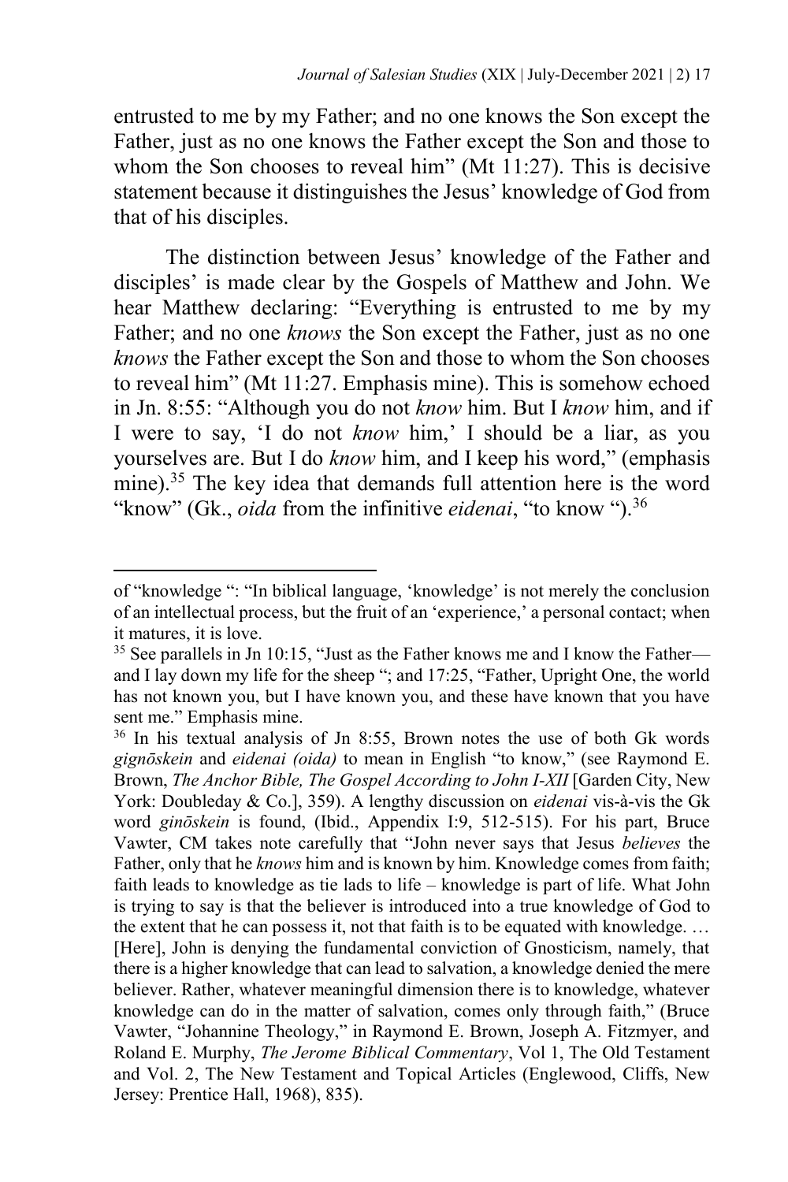entrusted to me by my Father; and no one knows the Son except the Father, just as no one knows the Father except the Son and those to whom the Son chooses to reveal him" (Mt 11:27). This is decisive statement because it distinguishes the Jesus' knowledge of God from that of his disciples.

The distinction between Jesus' knowledge of the Father and disciples' is made clear by the Gospels of Matthew and John. We hear Matthew declaring: "Everything is entrusted to me by my Father; and no one *knows* the Son except the Father, just as no one *knows* the Father except the Son and those to whom the Son chooses to reveal him" (Mt 11:27. Emphasis mine). This is somehow echoed in Jn. 8:55: "Although you do not *know* him. But I *know* him, and if I were to say, 'I do not *know* him,' I should be a liar, as you yourselves are. But I do *know* him, and I keep his word," (emphasis mine).[35] The key idea that demands full attention here is the word "know" (Gk., *oida* from the infinitive *eidenai*, "to know ").[36]

---

of "knowledge ": "In biblical language, 'knowledge' is not merely the conclusion of an intellectual process, but the fruit of an 'experience,' a personal contact; when it matures, it is love.

[35] See parallels in Jn 10:15, "Just as the Father knows me and I know the Father—and I lay down my life for the sheep "; and 17:25, "Father, Upright One, the world has not known you, but I have known you, and these have known that you have sent me." Emphasis mine.

[36] In his textual analysis of Jn 8:55, Brown notes the use of both Gk words *gignōskein* and *eidenai (oida)* to mean in English "to know," (see Raymond E. Brown, *The Anchor Bible, The Gospel According to John I-XII* [Garden City, New York: Doubleday & Co.], 359). A lengthy discussion on *eidenai* vis-à-vis the Gk word *ginōskein* is found, (Ibid., Appendix I:9, 512-515). For his part, Bruce Vawter, CM takes note carefully that "John never says that Jesus *believes* the Father, only that he *knows* him and is known by him. Knowledge comes from faith; faith leads to knowledge as tie lads to life – knowledge is part of life. What John is trying to say is that the believer is introduced into a true knowledge of God to the extent that he can possess it, not that faith is to be equated with knowledge. … [Here], John is denying the fundamental conviction of Gnosticism, namely, that there is a higher knowledge that can lead to salvation, a knowledge denied the mere believer. Rather, whatever meaningful dimension there is to knowledge, whatever knowledge can do in the matter of salvation, comes only through faith," (Bruce Vawter, "Johannine Theology," in Raymond E. Brown, Joseph A. Fitzmyer, and Roland E. Murphy, *The Jerome Biblical Commentary*, Vol 1, The Old Testament and Vol. 2, The New Testament and Topical Articles (Englewood, Cliffs, New Jersey: Prentice Hall, 1968), 835).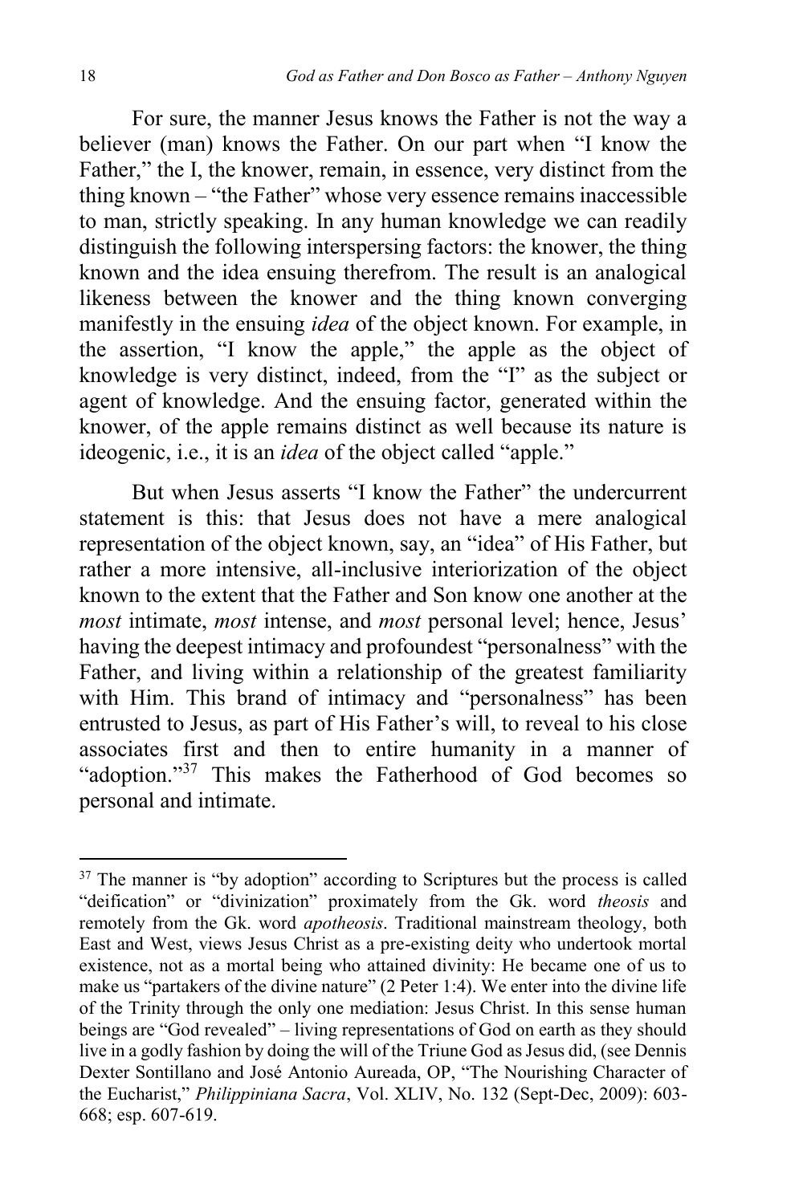For sure, the manner Jesus knows the Father is not the way a believer (man) knows the Father. On our part when "I know the Father," the I, the knower, remain, in essence, very distinct from the thing known – "the Father" whose very essence remains inaccessible to man, strictly speaking. In any human knowledge we can readily distinguish the following interspersing factors: the knower, the thing known and the idea ensuing therefrom. The result is an analogical likeness between the knower and the thing known converging manifestly in the ensuing *idea* of the object known. For example, in the assertion, "I know the apple," the apple as the object of knowledge is very distinct, indeed, from the "I" as the subject or agent of knowledge. And the ensuing factor, generated within the knower, of the apple remains distinct as well because its nature is ideogenic, i.e., it is an *idea* of the object called "apple."

But when Jesus asserts "I know the Father" the undercurrent statement is this: that Jesus does not have a mere analogical representation of the object known, say, an "idea" of His Father, but rather a more intensive, all-inclusive interiorization of the object known to the extent that the Father and Son know one another at the *most* intimate, *most* intense, and *most* personal level; hence, Jesus' having the deepest intimacy and profoundest "personalness" with the Father, and living within a relationship of the greatest familiarity with Him. This brand of intimacy and "personalness" has been entrusted to Jesus, as part of His Father's will, to reveal to his close associates first and then to entire humanity in a manner of "adoption."[37] This makes the Fatherhood of God becomes so personal and intimate.

---

[37] The manner is "by adoption" according to Scriptures but the process is called "deification" or "divinization" proximately from the Gk. word *theosis* and remotely from the Gk. word *apotheosis*. Traditional mainstream theology, both East and West, views Jesus Christ as a pre-existing deity who undertook mortal existence, not as a mortal being who attained divinity: He became one of us to make us "partakers of the divine nature" (2 Peter 1:4). We enter into the divine life of the Trinity through the only one mediation: Jesus Christ. In this sense human beings are "God revealed" – living representations of God on earth as they should live in a godly fashion by doing the will of the Triune God as Jesus did, (see Dennis Dexter Sontillano and José Antonio Aureada, OP, "The Nourishing Character of the Eucharist," *Philippiniana Sacra*, Vol. XLIV, No. 132 (Sept-Dec, 2009): 603-668; esp. 607-619.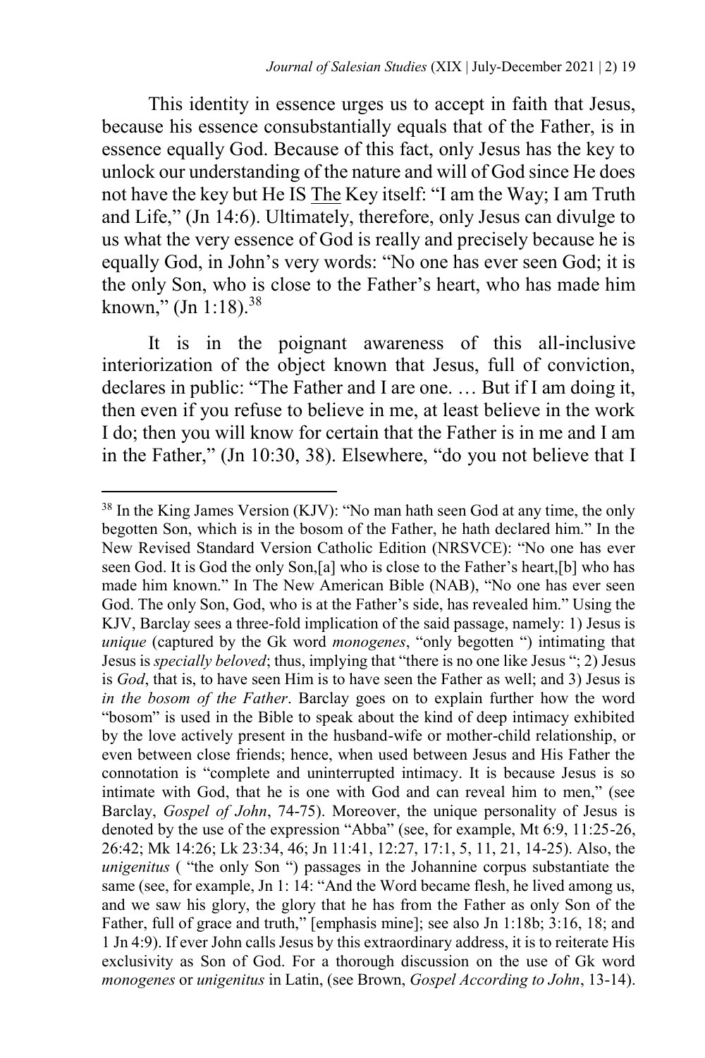This identity in essence urges us to accept in faith that Jesus, because his essence consubstantially equals that of the Father, is in essence equally God. Because of this fact, only Jesus has the key to unlock our understanding of the nature and will of God since He does not have the key but He IS <u>The</u> Key itself: "I am the Way; I am Truth and Life," (Jn 14:6). Ultimately, therefore, only Jesus can divulge to us what the very essence of God is really and precisely because he is equally God, in John's very words: "No one has ever seen God; it is the only Son, who is close to the Father's heart, who has made him known," (Jn 1:18).[38]

It is in the poignant awareness of this all-inclusive interiorization of the object known that Jesus, full of conviction, declares in public: "The Father and I are one. … But if I am doing it, then even if you refuse to believe in me, at least believe in the work I do; then you will know for certain that the Father is in me and I am in the Father," (Jn 10:30, 38). Elsewhere, "do you not believe that I

---

[38] In the King James Version (KJV): "No man hath seen God at any time, the only begotten Son, which is in the bosom of the Father, he hath declared him." In the New Revised Standard Version Catholic Edition (NRSVCE): "No one has ever seen God. It is God the only Son,[a] who is close to the Father's heart,[b] who has made him known." In The New American Bible (NAB), "No one has ever seen God. The only Son, God, who is at the Father's side, has revealed him." Using the KJV, Barclay sees a three-fold implication of the said passage, namely: 1) Jesus is *unique* (captured by the Gk word *monogenes*, "only begotten ") intimating that Jesus is *specially beloved*; thus, implying that "there is no one like Jesus "; 2) Jesus is *God*, that is, to have seen Him is to have seen the Father as well; and 3) Jesus is *in the bosom of the Father*. Barclay goes on to explain further how the word "bosom" is used in the Bible to speak about the kind of deep intimacy exhibited by the love actively present in the husband-wife or mother-child relationship, or even between close friends; hence, when used between Jesus and His Father the connotation is "complete and uninterrupted intimacy. It is because Jesus is so intimate with God, that he is one with God and can reveal him to men," (see Barclay, *Gospel of John*, 74-75). Moreover, the unique personality of Jesus is denoted by the use of the expression "Abba" (see, for example, Mt 6:9, 11:25-26, 26:42; Mk 14:26; Lk 23:34, 46; Jn 11:41, 12:27, 17:1, 5, 11, 21, 14-25). Also, the *unigenitus* ( "the only Son ") passages in the Johannine corpus substantiate the same (see, for example, Jn 1: 14: "And the Word became flesh, he lived among us, and we saw his glory, the glory that he has from the Father as only Son of the Father, full of grace and truth," [emphasis mine]; see also Jn 1:18b; 3:16, 18; and 1 Jn 4:9). If ever John calls Jesus by this extraordinary address, it is to reiterate His exclusivity as Son of God. For a thorough discussion on the use of Gk word *monogenes* or *unigenitus* in Latin, (see Brown, *Gospel According to John*, 13-14).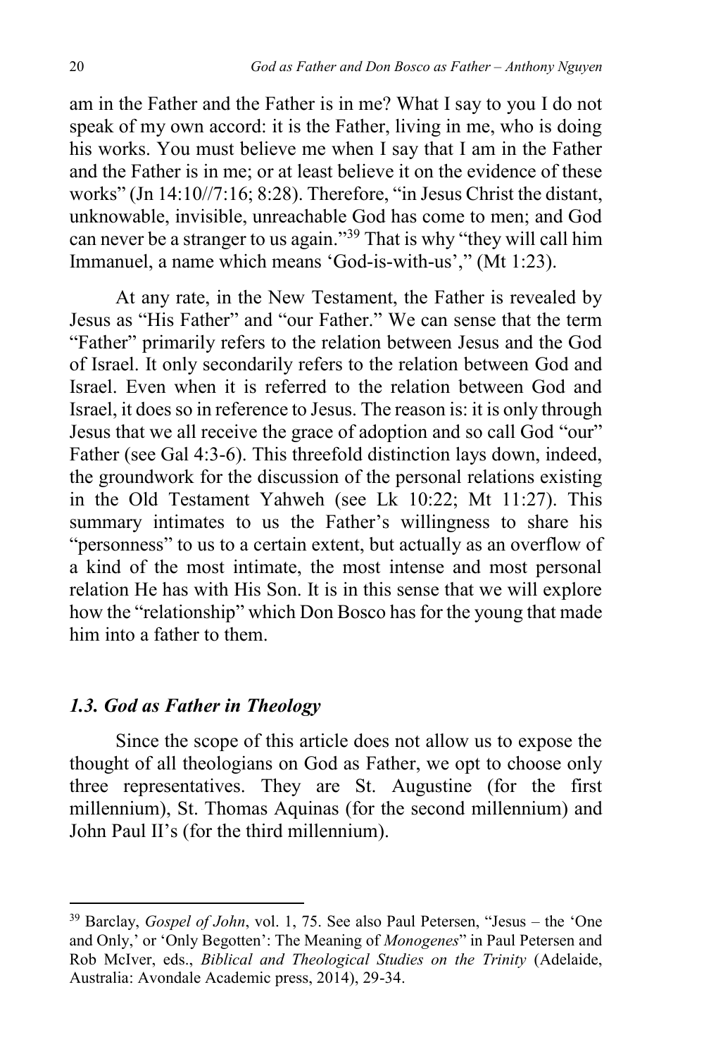am in the Father and the Father is in me? What I say to you I do not speak of my own accord: it is the Father, living in me, who is doing his works. You must believe me when I say that I am in the Father and the Father is in me; or at least believe it on the evidence of these works" (Jn 14:10//7:16; 8:28). Therefore, "in Jesus Christ the distant, unknowable, invisible, unreachable God has come to men; and God can never be a stranger to us again."[39] That is why "they will call him Immanuel, a name which means 'God-is-with-us'," (Mt 1:23).

At any rate, in the New Testament, the Father is revealed by Jesus as "His Father" and "our Father." We can sense that the term "Father" primarily refers to the relation between Jesus and the God of Israel. It only secondarily refers to the relation between God and Israel. Even when it is referred to the relation between God and Israel, it does so in reference to Jesus. The reason is: it is only through Jesus that we all receive the grace of adoption and so call God "our" Father (see Gal 4:3-6). This threefold distinction lays down, indeed, the groundwork for the discussion of the personal relations existing in the Old Testament Yahweh (see Lk 10:22; Mt 11:27). This summary intimates to us the Father's willingness to share his "personness" to us to a certain extent, but actually as an overflow of a kind of the most intimate, the most intense and most personal relation He has with His Son. It is in this sense that we will explore how the "relationship" which Don Bosco has for the young that made him into a father to them.

### *1.3. God as Father in Theology*

Since the scope of this article does not allow us to expose the thought of all theologians on God as Father, we opt to choose only three representatives. They are St. Augustine (for the first millennium), St. Thomas Aquinas (for the second millennium) and John Paul II's (for the third millennium).

---

[39] Barclay, *Gospel of John*, vol. 1, 75. See also Paul Petersen, "Jesus – the 'One and Only,' or 'Only Begotten': The Meaning of *Monogenes*" in Paul Petersen and Rob McIver, eds., *Biblical and Theological Studies on the Trinity* (Adelaide, Australia: Avondale Academic press, 2014), 29-34.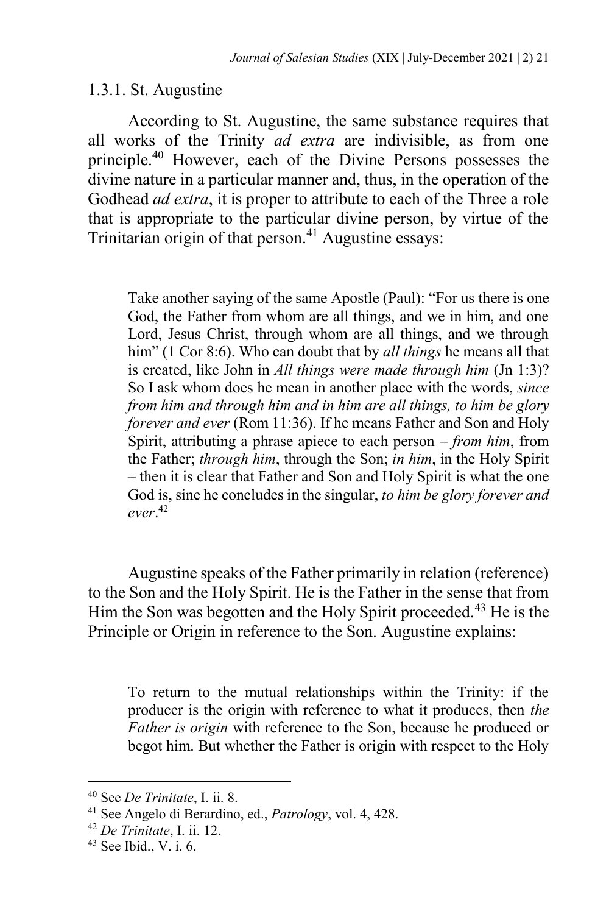### 1.3.1. St. Augustine

According to St. Augustine, the same substance requires that all works of the Trinity *ad extra* are indivisible, as from one principle.[40] However, each of the Divine Persons possesses the divine nature in a particular manner and, thus, in the operation of the Godhead *ad extra*, it is proper to attribute to each of the Three a role that is appropriate to the particular divine person, by virtue of the Trinitarian origin of that person.[41] Augustine essays:

> Take another saying of the same Apostle (Paul): "For us there is one God, the Father from whom are all things, and we in him, and one Lord, Jesus Christ, through whom are all things, and we through him" (1 Cor 8:6). Who can doubt that by *all things* he means all that is created, like John in *All things were made through him* (Jn 1:3)? So I ask whom does he mean in another place with the words, *since from him and through him and in him are all things, to him be glory forever and ever* (Rom 11:36). If he means Father and Son and Holy Spirit, attributing a phrase apiece to each person – *from him*, from the Father; *through him*, through the Son; *in him*, in the Holy Spirit – then it is clear that Father and Son and Holy Spirit is what the one God is, sine he concludes in the singular, *to him be glory forever and ever*.[42]

Augustine speaks of the Father primarily in relation (reference) to the Son and the Holy Spirit. He is the Father in the sense that from Him the Son was begotten and the Holy Spirit proceeded.[43] He is the Principle or Origin in reference to the Son. Augustine explains:

> To return to the mutual relationships within the Trinity: if the producer is the origin with reference to what it produces, then *the Father is origin* with reference to the Son, because he produced or begot him. But whether the Father is origin with respect to the Holy

---

[40] See *De Trinitate*, I. ii. 8.

[41] See Angelo di Berardino, ed., *Patrology*, vol. 4, 428.

[42] *De Trinitate*, I. ii. 12.

[43] See Ibid., V. i. 6.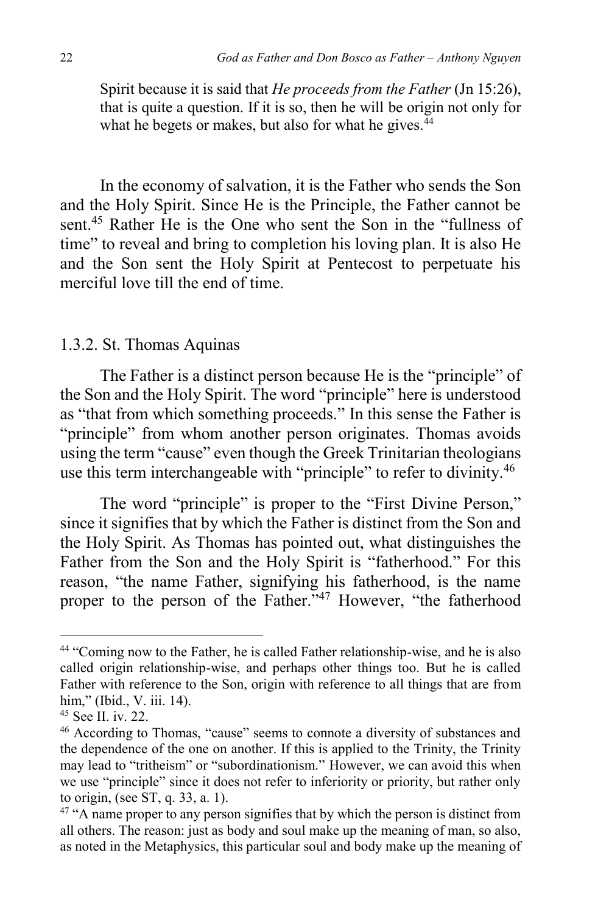Spirit because it is said that *He proceeds from the Father* (Jn 15:26), that is quite a question. If it is so, then he will be origin not only for what he begets or makes, but also for what he gives.[44]

In the economy of salvation, it is the Father who sends the Son and the Holy Spirit. Since He is the Principle, the Father cannot be sent.[45] Rather He is the One who sent the Son in the "fullness of time" to reveal and bring to completion his loving plan. It is also He and the Son sent the Holy Spirit at Pentecost to perpetuate his merciful love till the end of time.

### 1.3.2. St. Thomas Aquinas

The Father is a distinct person because He is the "principle" of the Son and the Holy Spirit. The word "principle" here is understood as "that from which something proceeds." In this sense the Father is "principle" from whom another person originates. Thomas avoids using the term "cause" even though the Greek Trinitarian theologians use this term interchangeable with "principle" to refer to divinity.[46]

The word "principle" is proper to the "First Divine Person," since it signifies that by which the Father is distinct from the Son and the Holy Spirit. As Thomas has pointed out, what distinguishes the Father from the Son and the Holy Spirit is "fatherhood." For this reason, "the name Father, signifying his fatherhood, is the name proper to the person of the Father."[47] However, "the fatherhood

---

[44] "Coming now to the Father, he is called Father relationship-wise, and he is also called origin relationship-wise, and perhaps other things too. But he is called Father with reference to the Son, origin with reference to all things that are from him," (Ibid., V. iii. 14).

[45] See II. iv. 22.

[46] According to Thomas, "cause" seems to connote a diversity of substances and the dependence of the one on another. If this is applied to the Trinity, the Trinity may lead to "tritheism" or "subordinationism." However, we can avoid this when we use "principle" since it does not refer to inferiority or priority, but rather only to origin, (see ST, q. 33, a. 1).

[47] "A name proper to any person signifies that by which the person is distinct from all others. The reason: just as body and soul make up the meaning of man, so also, as noted in the Metaphysics, this particular soul and body make up the meaning of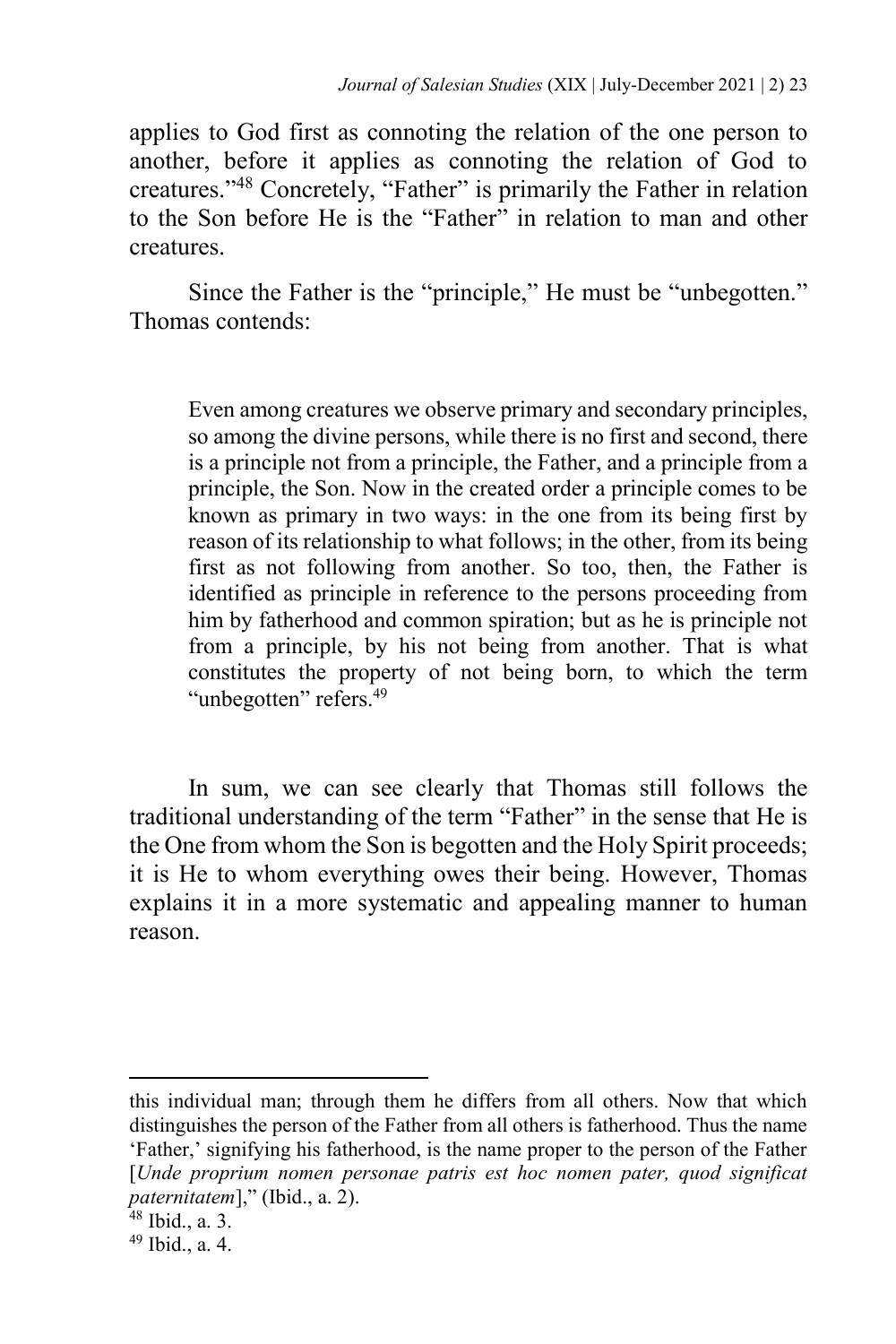applies to God first as connoting the relation of the one person to another, before it applies as connoting the relation of God to creatures."[48] Concretely, "Father" is primarily the Father in relation to the Son before He is the "Father" in relation to man and other creatures.

Since the Father is the "principle," He must be "unbegotten." Thomas contends:

> Even among creatures we observe primary and secondary principles, so among the divine persons, while there is no first and second, there is a principle not from a principle, the Father, and a principle from a principle, the Son. Now in the created order a principle comes to be known as primary in two ways: in the one from its being first by reason of its relationship to what follows; in the other, from its being first as not following from another. So too, then, the Father is identified as principle in reference to the persons proceeding from him by fatherhood and common spiration; but as he is principle not from a principle, by his not being from another. That is what constitutes the property of not being born, to which the term "unbegotten" refers.[49]

In sum, we can see clearly that Thomas still follows the traditional understanding of the term "Father" in the sense that He is the One from whom the Son is begotten and the Holy Spirit proceeds; it is He to whom everything owes their being. However, Thomas explains it in a more systematic and appealing manner to human reason.

---

this individual man; through them he differs from all others. Now that which distinguishes the person of the Father from all others is fatherhood. Thus the name 'Father,' signifying his fatherhood, is the name proper to the person of the Father [*Unde proprium nomen personae patris est hoc nomen pater, quod significat paternitatem*]," (Ibid., a. 2).

[48] Ibid., a. 3.

[49] Ibid., a. 4.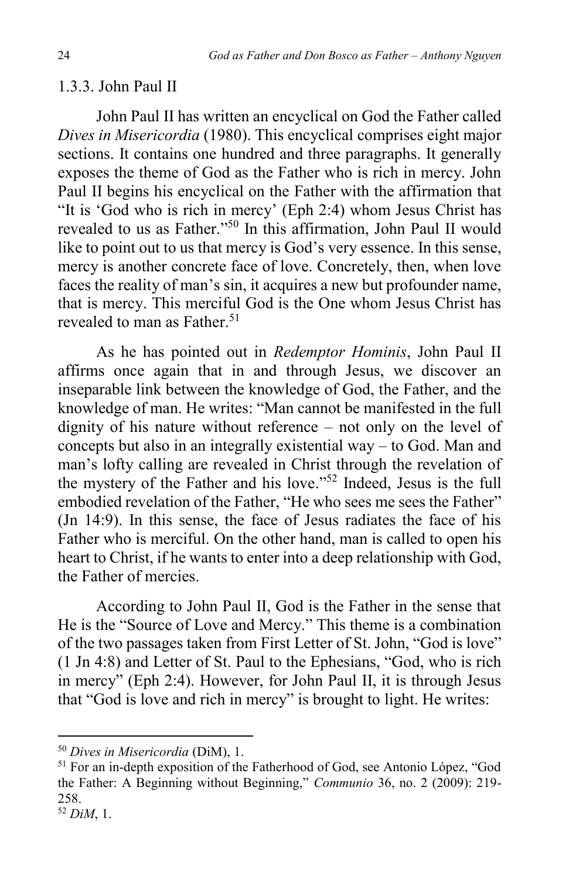### 1.3.3. John Paul II

John Paul II has written an encyclical on God the Father called *Dives in Misericordia* (1980). This encyclical comprises eight major sections. It contains one hundred and three paragraphs. It generally exposes the theme of God as the Father who is rich in mercy. John Paul II begins his encyclical on the Father with the affirmation that "It is 'God who is rich in mercy' (Eph 2:4) whom Jesus Christ has revealed to us as Father."[50] In this affirmation, John Paul II would like to point out to us that mercy is God's very essence. In this sense, mercy is another concrete face of love. Concretely, then, when love faces the reality of man's sin, it acquires a new but profounder name, that is mercy. This merciful God is the One whom Jesus Christ has revealed to man as Father.[51]

As he has pointed out in *Redemptor Hominis*, John Paul II affirms once again that in and through Jesus, we discover an inseparable link between the knowledge of God, the Father, and the knowledge of man. He writes: "Man cannot be manifested in the full dignity of his nature without reference – not only on the level of concepts but also in an integrally existential way – to God. Man and man's lofty calling are revealed in Christ through the revelation of the mystery of the Father and his love."[52] Indeed, Jesus is the full embodied revelation of the Father, "He who sees me sees the Father" (Jn 14:9). In this sense, the face of Jesus radiates the face of his Father who is merciful. On the other hand, man is called to open his heart to Christ, if he wants to enter into a deep relationship with God, the Father of mercies.

According to John Paul II, God is the Father in the sense that He is the "Source of Love and Mercy." This theme is a combination of the two passages taken from First Letter of St. John, "God is love" (1 Jn 4:8) and Letter of St. Paul to the Ephesians, "God, who is rich in mercy" (Eph 2:4). However, for John Paul II, it is through Jesus that "God is love and rich in mercy" is brought to light. He writes:

---

[50] *Dives in Misericordia* (DiM), 1.

[51] For an in-depth exposition of the Fatherhood of God, see Antonio López, "God the Father: A Beginning without Beginning," *Communio* 36, no. 2 (2009): 219-258.

[52] *DiM*, 1.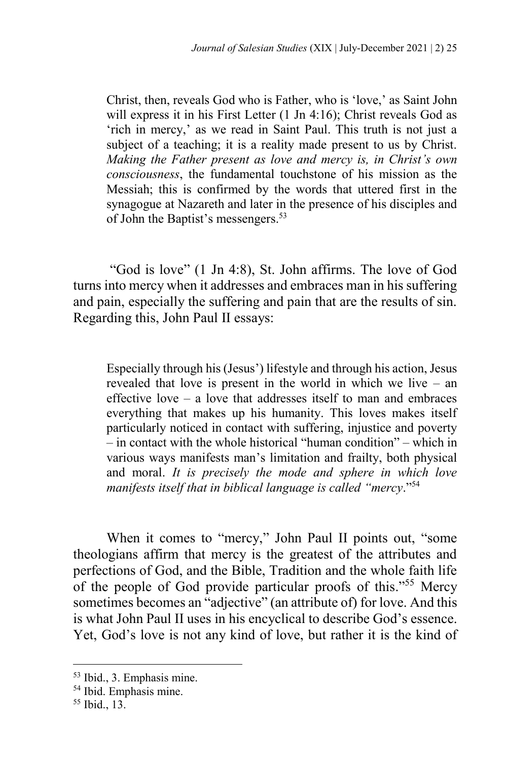> Christ, then, reveals God who is Father, who is 'love,' as Saint John will express it in his First Letter (1 Jn 4:16); Christ reveals God as 'rich in mercy,' as we read in Saint Paul. This truth is not just a subject of a teaching; it is a reality made present to us by Christ. *Making the Father present as love and mercy is, in Christ's own consciousness*, the fundamental touchstone of his mission as the Messiah; this is confirmed by the words that uttered first in the synagogue at Nazareth and later in the presence of his disciples and of John the Baptist's messengers.[53]

"God is love" (1 Jn 4:8), St. John affirms. The love of God turns into mercy when it addresses and embraces man in his suffering and pain, especially the suffering and pain that are the results of sin. Regarding this, John Paul II essays:

> Especially through his (Jesus') lifestyle and through his action, Jesus revealed that love is present in the world in which we live – an effective love – a love that addresses itself to man and embraces everything that makes up his humanity. This loves makes itself particularly noticed in contact with suffering, injustice and poverty – in contact with the whole historical "human condition" – which in various ways manifests man's limitation and frailty, both physical and moral. *It is precisely the mode and sphere in which love manifests itself that in biblical language is called "mercy"*.[54]

When it comes to "mercy," John Paul II points out, "some theologians affirm that mercy is the greatest of the attributes and perfections of God, and the Bible, Tradition and the whole faith life of the people of God provide particular proofs of this."[55] Mercy sometimes becomes an "adjective" (an attribute of) for love. And this is what John Paul II uses in his encyclical to describe God's essence. Yet, God's love is not any kind of love, but rather it is the kind of

---

[53] Ibid., 3. Emphasis mine.

[54] Ibid. Emphasis mine.

[55] Ibid., 13.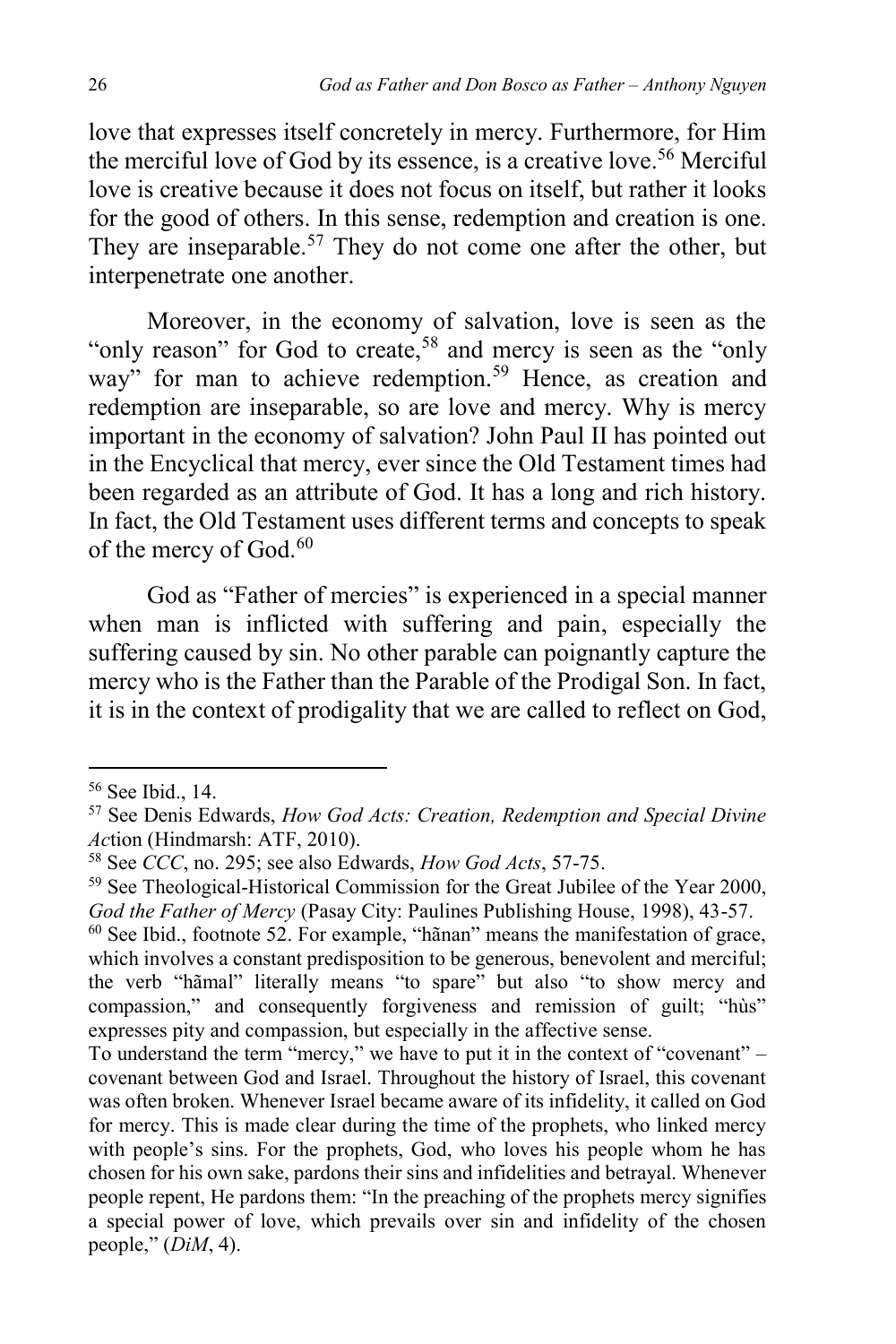love that expresses itself concretely in mercy. Furthermore, for Him the merciful love of God by its essence, is a creative love.[56] Merciful love is creative because it does not focus on itself, but rather it looks for the good of others. In this sense, redemption and creation is one. They are inseparable.[57] They do not come one after the other, but interpenetrate one another.

Moreover, in the economy of salvation, love is seen as the "only reason" for God to create,[58] and mercy is seen as the "only way" for man to achieve redemption.[59] Hence, as creation and redemption are inseparable, so are love and mercy. Why is mercy important in the economy of salvation? John Paul II has pointed out in the Encyclical that mercy, ever since the Old Testament times had been regarded as an attribute of God. It has a long and rich history. In fact, the Old Testament uses different terms and concepts to speak of the mercy of God.[60]

God as "Father of mercies" is experienced in a special manner when man is inflicted with suffering and pain, especially the suffering caused by sin. No other parable can poignantly capture the mercy who is the Father than the Parable of the Prodigal Son. In fact, it is in the context of prodigality that we are called to reflect on God,

---

[56] See Ibid., 14.

[57] See Denis Edwards, *How God Acts: Creation, Redemption and Special Divine Ac*tion (Hindmarsh: ATF, 2010).

[58] See *CCC*, no. 295; see also Edwards, *How God Acts*, 57-75.

[59] See Theological-Historical Commission for the Great Jubilee of the Year 2000, *God the Father of Mercy* (Pasay City: Paulines Publishing House, 1998), 43-57.

[60] See Ibid., footnote 52. For example, "hãnan" means the manifestation of grace, which involves a constant predisposition to be generous, benevolent and merciful; the verb "hãmal" literally means "to spare" but also "to show mercy and compassion," and consequently forgiveness and remission of guilt; "hùs" expresses pity and compassion, but especially in the affective sense.

To understand the term "mercy," we have to put it in the context of "covenant" – covenant between God and Israel. Throughout the history of Israel, this covenant was often broken. Whenever Israel became aware of its infidelity, it called on God for mercy. This is made clear during the time of the prophets, who linked mercy with people's sins. For the prophets, God, who loves his people whom he has chosen for his own sake, pardons their sins and infidelities and betrayal. Whenever people repent, He pardons them: "In the preaching of the prophets mercy signifies a special power of love, which prevails over sin and infidelity of the chosen people," (*DiM*, 4).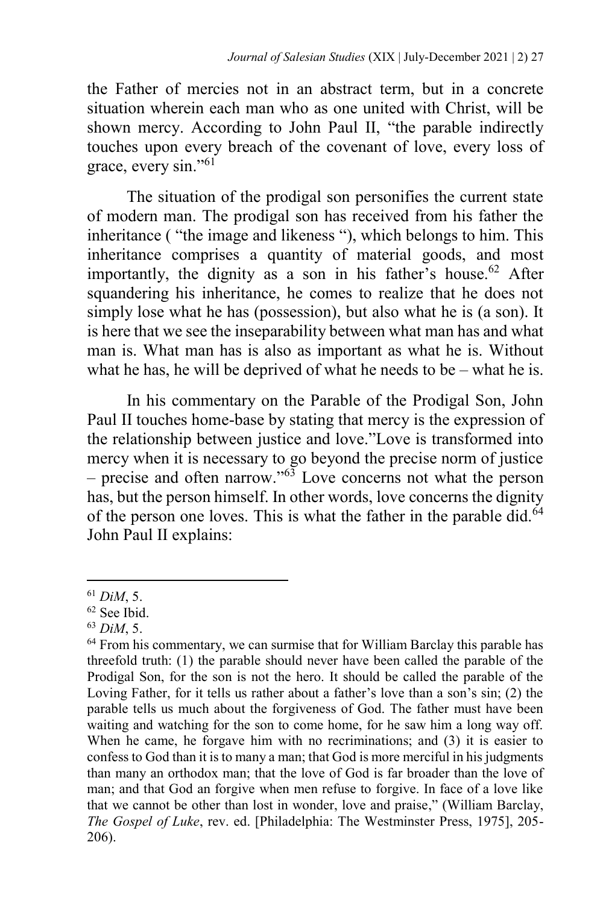the Father of mercies not in an abstract term, but in a concrete situation wherein each man who as one united with Christ, will be shown mercy. According to John Paul II, "the parable indirectly touches upon every breach of the covenant of love, every loss of grace, every sin."[61]

The situation of the prodigal son personifies the current state of modern man. The prodigal son has received from his father the inheritance ( "the image and likeness "), which belongs to him. This inheritance comprises a quantity of material goods, and most importantly, the dignity as a son in his father's house.[62] After squandering his inheritance, he comes to realize that he does not simply lose what he has (possession), but also what he is (a son). It is here that we see the inseparability between what man has and what man is. What man has is also as important as what he is. Without what he has, he will be deprived of what he needs to be – what he is.

In his commentary on the Parable of the Prodigal Son, John Paul II touches home-base by stating that mercy is the expression of the relationship between justice and love."Love is transformed into mercy when it is necessary to go beyond the precise norm of justice – precise and often narrow."[63] Love concerns not what the person has, but the person himself. In other words, love concerns the dignity of the person one loves. This is what the father in the parable did.[64] John Paul II explains:

---

[61] *DiM*, 5.

[62] See Ibid.

[63] *DiM*, 5.

[64] From his commentary, we can surmise that for William Barclay this parable has threefold truth: (1) the parable should never have been called the parable of the Prodigal Son, for the son is not the hero. It should be called the parable of the Loving Father, for it tells us rather about a father's love than a son's sin; (2) the parable tells us much about the forgiveness of God. The father must have been waiting and watching for the son to come home, for he saw him a long way off. When he came, he forgave him with no recriminations; and (3) it is easier to confess to God than it is to many a man; that God is more merciful in his judgments than many an orthodox man; that the love of God is far broader than the love of man; and that God an forgive when men refuse to forgive. In face of a love like that we cannot be other than lost in wonder, love and praise," (William Barclay, *The Gospel of Luke*, rev. ed. [Philadelphia: The Westminster Press, 1975], 205-206).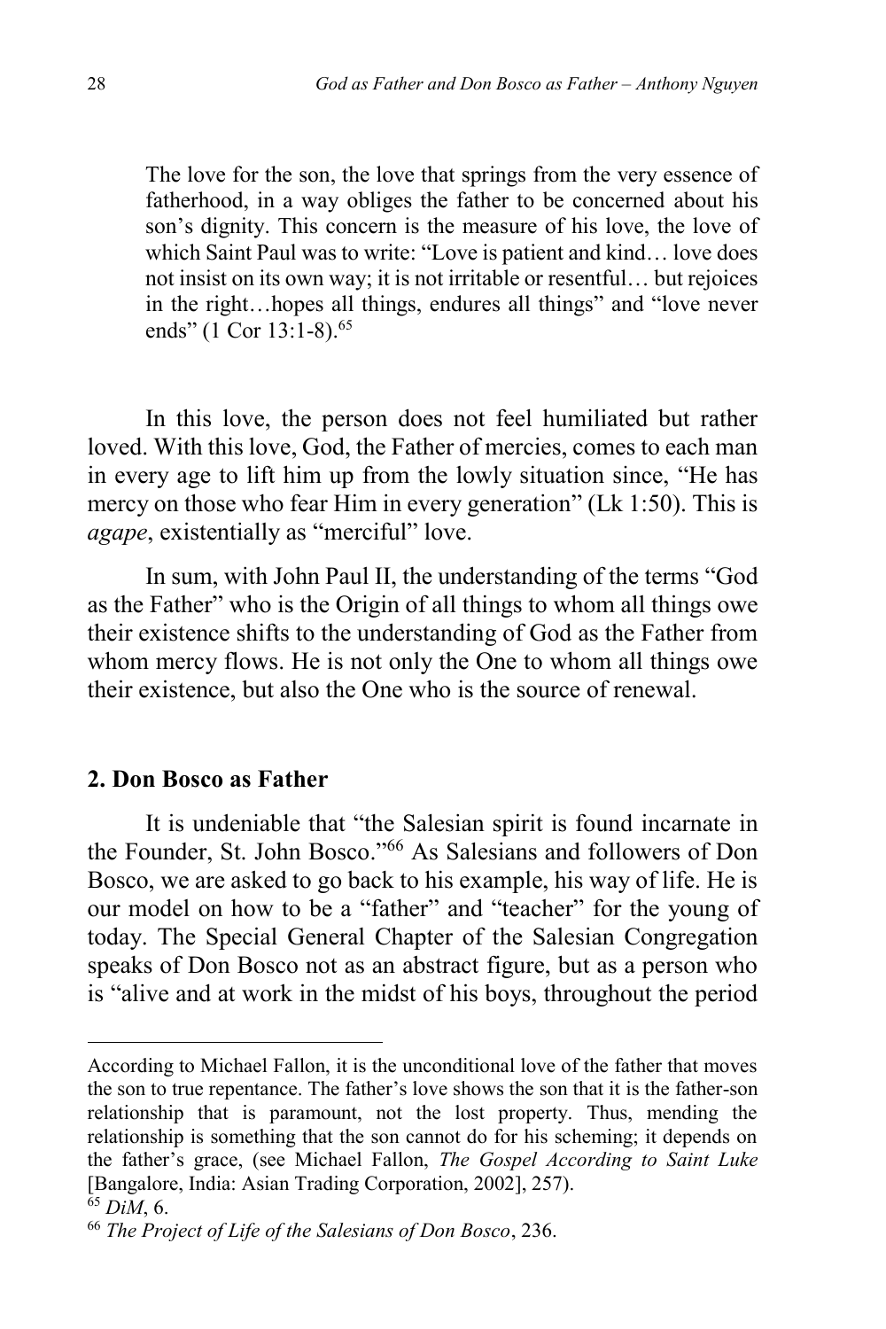> The love for the son, the love that springs from the very essence of fatherhood, in a way obliges the father to be concerned about his son's dignity. This concern is the measure of his love, the love of which Saint Paul was to write: "Love is patient and kind… love does not insist on its own way; it is not irritable or resentful… but rejoices in the right…hopes all things, endures all things" and "love never ends" (1 Cor 13:1-8).[65]

In this love, the person does not feel humiliated but rather loved. With this love, God, the Father of mercies, comes to each man in every age to lift him up from the lowly situation since, "He has mercy on those who fear Him in every generation" (Lk 1:50). This is *agape*, existentially as "merciful" love.

In sum, with John Paul II, the understanding of the terms "God as the Father" who is the Origin of all things to whom all things owe their existence shifts to the understanding of God as the Father from whom mercy flows. He is not only the One to whom all things owe their existence, but also the One who is the source of renewal.

## 2. Don Bosco as Father

It is undeniable that "the Salesian spirit is found incarnate in the Founder, St. John Bosco."[66] As Salesians and followers of Don Bosco, we are asked to go back to his example, his way of life. He is our model on how to be a "father" and "teacher" for the young of today. The Special General Chapter of the Salesian Congregation speaks of Don Bosco not as an abstract figure, but as a person who is "alive and at work in the midst of his boys, throughout the period

---

According to Michael Fallon, it is the unconditional love of the father that moves the son to true repentance. The father's love shows the son that it is the father-son relationship that is paramount, not the lost property. Thus, mending the relationship is something that the son cannot do for his scheming; it depends on the father's grace, (see Michael Fallon, *The Gospel According to Saint Luke* [Bangalore, India: Asian Trading Corporation, 2002], 257).

[65] *DiM*, 6.

[66] *The Project of Life of the Salesians of Don Bosco*, 236.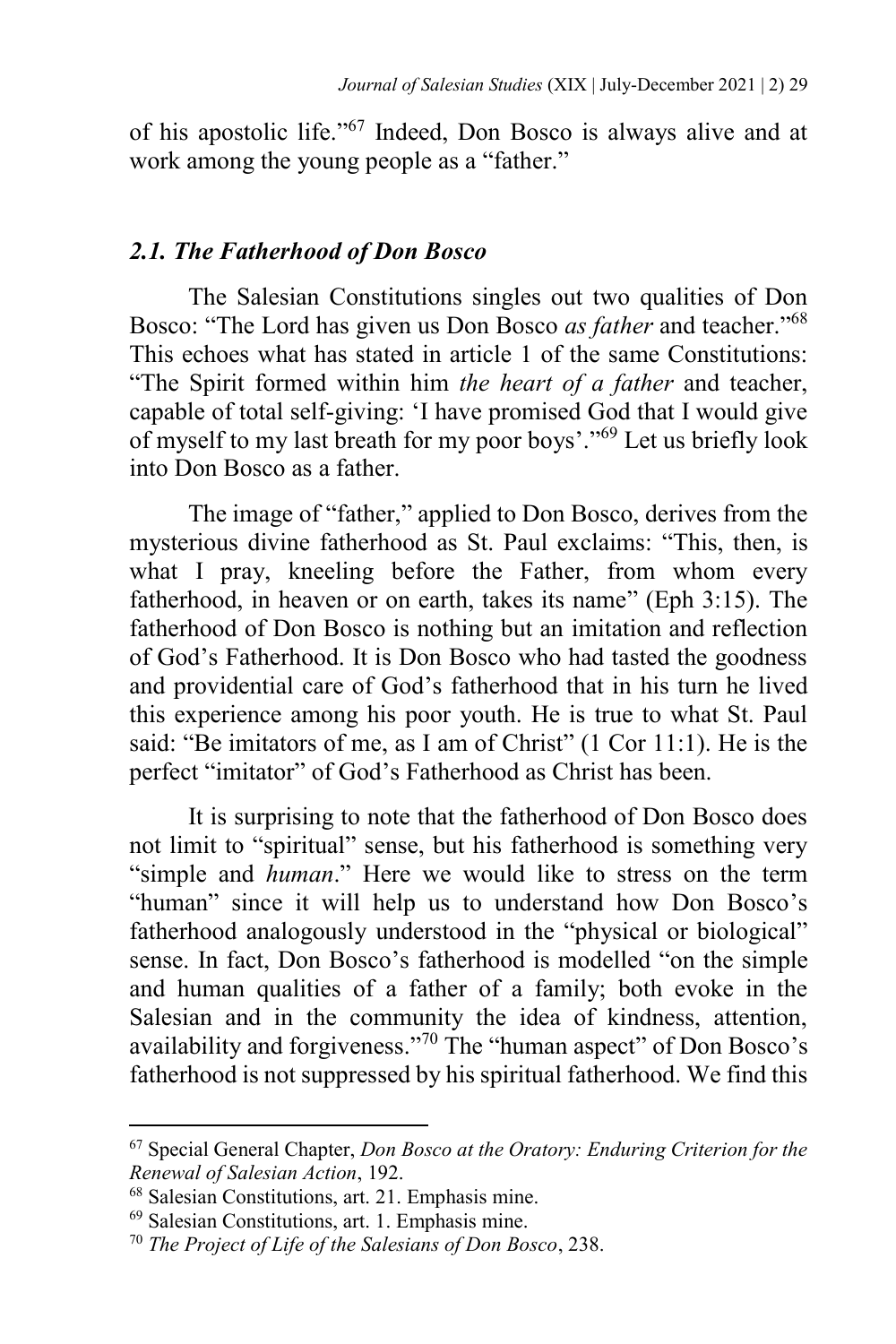of his apostolic life."[67] Indeed, Don Bosco is always alive and at work among the young people as a "father."

### *2.1. The Fatherhood of Don Bosco*

The Salesian Constitutions singles out two qualities of Don Bosco: "The Lord has given us Don Bosco *as father* and teacher."[68] This echoes what has stated in article 1 of the same Constitutions: "The Spirit formed within him *the heart of a father* and teacher, capable of total self-giving: 'I have promised God that I would give of myself to my last breath for my poor boys'."[69] Let us briefly look into Don Bosco as a father.

The image of "father," applied to Don Bosco, derives from the mysterious divine fatherhood as St. Paul exclaims: "This, then, is what I pray, kneeling before the Father, from whom every fatherhood, in heaven or on earth, takes its name" (Eph 3:15). The fatherhood of Don Bosco is nothing but an imitation and reflection of God's Fatherhood. It is Don Bosco who had tasted the goodness and providential care of God's fatherhood that in his turn he lived this experience among his poor youth. He is true to what St. Paul said: "Be imitators of me, as I am of Christ" (1 Cor 11:1). He is the perfect "imitator" of God's Fatherhood as Christ has been.

It is surprising to note that the fatherhood of Don Bosco does not limit to "spiritual" sense, but his fatherhood is something very "simple and *human*." Here we would like to stress on the term "human" since it will help us to understand how Don Bosco's fatherhood analogously understood in the "physical or biological" sense. In fact, Don Bosco's fatherhood is modelled "on the simple and human qualities of a father of a family; both evoke in the Salesian and in the community the idea of kindness, attention, availability and forgiveness."[70] The "human aspect" of Don Bosco's fatherhood is not suppressed by his spiritual fatherhood. We find this

---

[67] Special General Chapter, *Don Bosco at the Oratory: Enduring Criterion for the Renewal of Salesian Action*, 192.

[68] Salesian Constitutions, art. 21. Emphasis mine.

[69] Salesian Constitutions, art. 1. Emphasis mine.

[70] *The Project of Life of the Salesians of Don Bosco*, 238.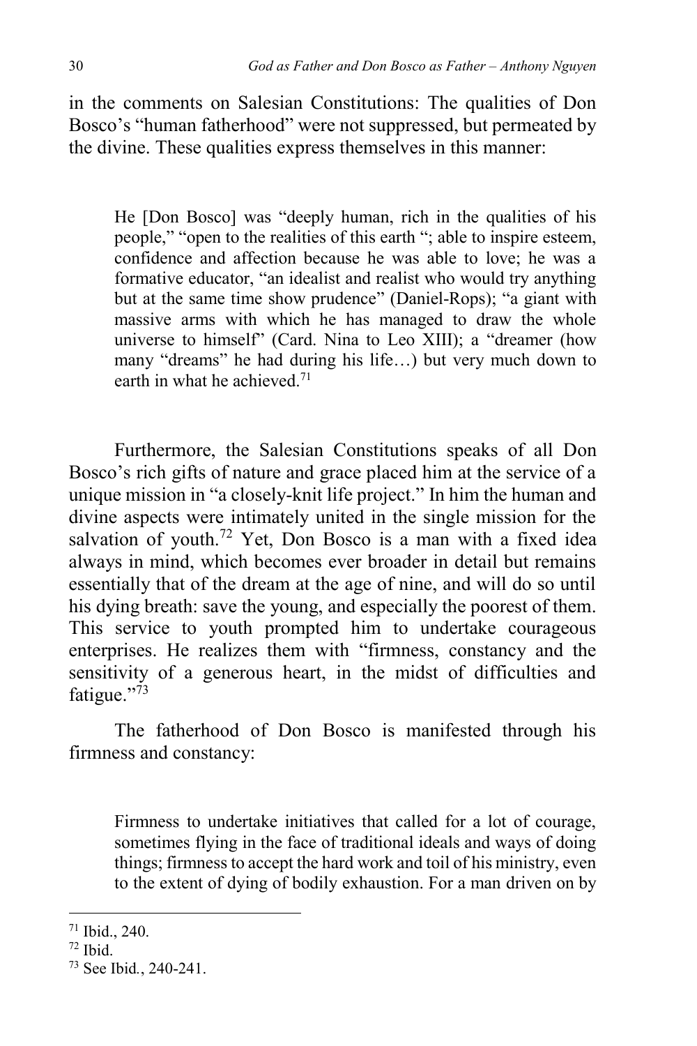in the comments on Salesian Constitutions: The qualities of Don Bosco's "human fatherhood" were not suppressed, but permeated by the divine. These qualities express themselves in this manner:

> He [Don Bosco] was "deeply human, rich in the qualities of his people," "open to the realities of this earth "; able to inspire esteem, confidence and affection because he was able to love; he was a formative educator, "an idealist and realist who would try anything but at the same time show prudence" (Daniel-Rops); "a giant with massive arms with which he has managed to draw the whole universe to himself" (Card. Nina to Leo XIII); a "dreamer (how many "dreams" he had during his life…) but very much down to earth in what he achieved.[71]

Furthermore, the Salesian Constitutions speaks of all Don Bosco's rich gifts of nature and grace placed him at the service of a unique mission in "a closely-knit life project." In him the human and divine aspects were intimately united in the single mission for the salvation of youth.[72] Yet, Don Bosco is a man with a fixed idea always in mind, which becomes ever broader in detail but remains essentially that of the dream at the age of nine, and will do so until his dying breath: save the young, and especially the poorest of them. This service to youth prompted him to undertake courageous enterprises. He realizes them with "firmness, constancy and the sensitivity of a generous heart, in the midst of difficulties and fatigue."[73]

The fatherhood of Don Bosco is manifested through his firmness and constancy:

> Firmness to undertake initiatives that called for a lot of courage, sometimes flying in the face of traditional ideals and ways of doing things; firmness to accept the hard work and toil of his ministry, even to the extent of dying of bodily exhaustion. For a man driven on by

---

[71] Ibid., 240.

[72] Ibid.

[73] See Ibid., 240-241.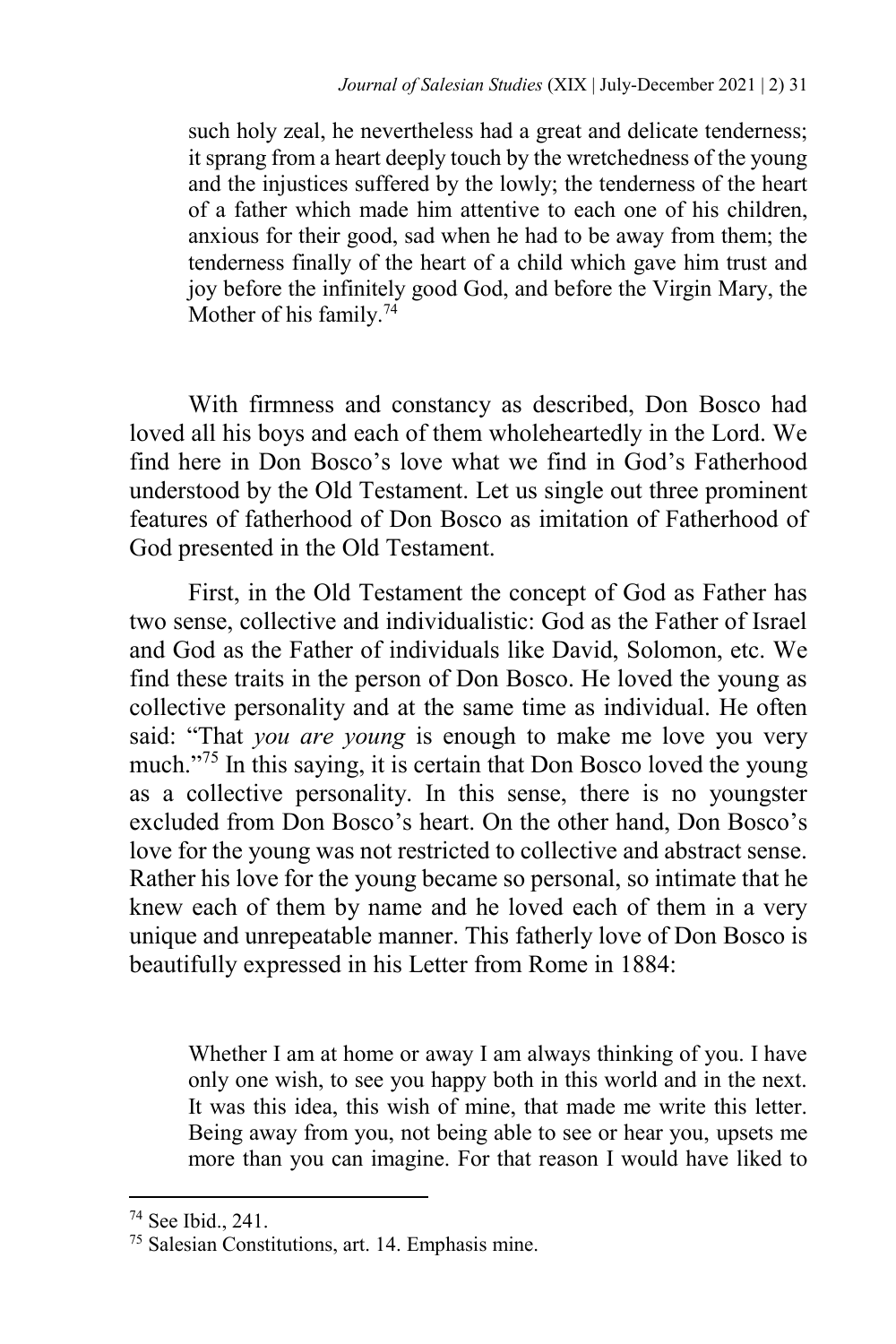> such holy zeal, he nevertheless had a great and delicate tenderness; it sprang from a heart deeply touch by the wretchedness of the young and the injustices suffered by the lowly; the tenderness of the heart of a father which made him attentive to each one of his children, anxious for their good, sad when he had to be away from them; the tenderness finally of the heart of a child which gave him trust and joy before the infinitely good God, and before the Virgin Mary, the Mother of his family.[74]

With firmness and constancy as described, Don Bosco had loved all his boys and each of them wholeheartedly in the Lord. We find here in Don Bosco's love what we find in God's Fatherhood understood by the Old Testament. Let us single out three prominent features of fatherhood of Don Bosco as imitation of Fatherhood of God presented in the Old Testament.

First, in the Old Testament the concept of God as Father has two sense, collective and individualistic: God as the Father of Israel and God as the Father of individuals like David, Solomon, etc. We find these traits in the person of Don Bosco. He loved the young as collective personality and at the same time as individual. He often said: "That *you are young* is enough to make me love you very much."[75] In this saying, it is certain that Don Bosco loved the young as a collective personality. In this sense, there is no youngster excluded from Don Bosco's heart. On the other hand, Don Bosco's love for the young was not restricted to collective and abstract sense. Rather his love for the young became so personal, so intimate that he knew each of them by name and he loved each of them in a very unique and unrepeatable manner. This fatherly love of Don Bosco is beautifully expressed in his Letter from Rome in 1884:

> Whether I am at home or away I am always thinking of you. I have only one wish, to see you happy both in this world and in the next. It was this idea, this wish of mine, that made me write this letter. Being away from you, not being able to see or hear you, upsets me more than you can imagine. For that reason I would have liked to

[74] See Ibid., 241.

[75] Salesian Constitutions, art. 14. Emphasis mine.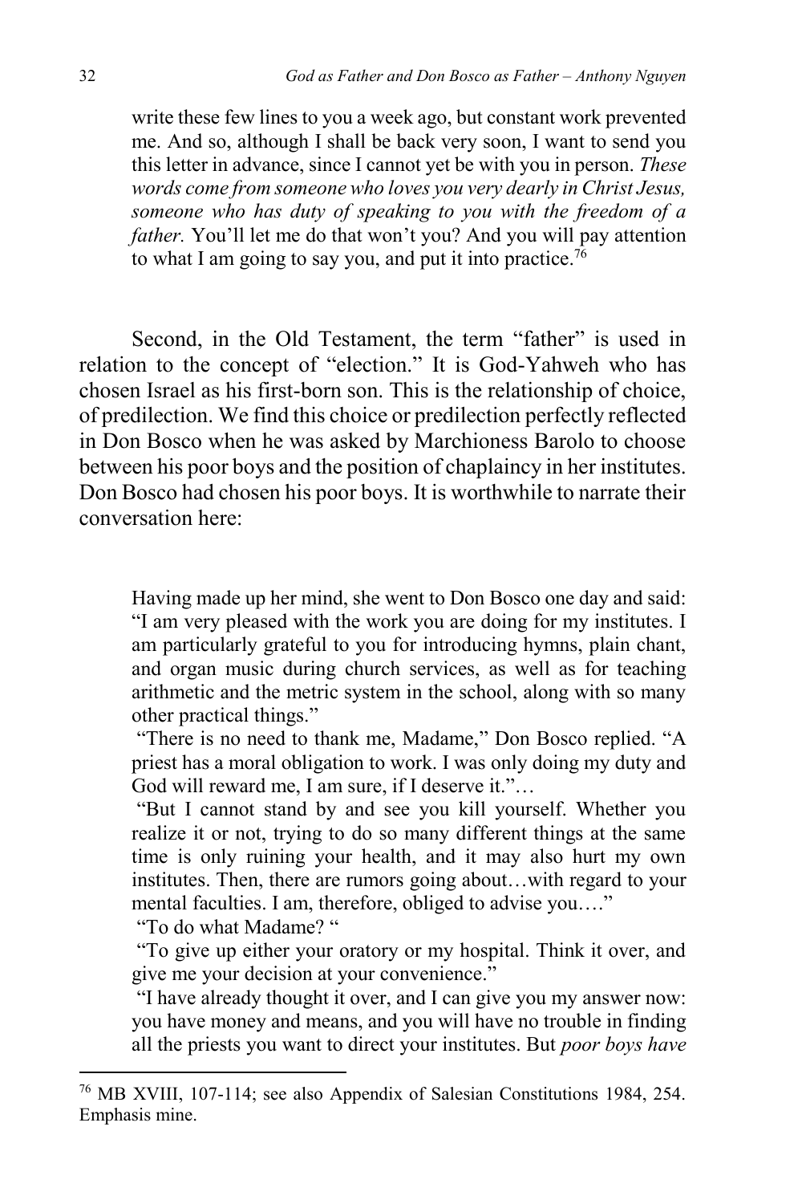> write these few lines to you a week ago, but constant work prevented me. And so, although I shall be back very soon, I want to send you this letter in advance, since I cannot yet be with you in person. *These words come from someone who loves you very dearly in Christ Jesus, someone who has duty of speaking to you with the freedom of a father.* You'll let me do that won't you? And you will pay attention to what I am going to say you, and put it into practice.[76]

Second, in the Old Testament, the term "father" is used in relation to the concept of "election." It is God-Yahweh who has chosen Israel as his first-born son. This is the relationship of choice, of predilection. We find this choice or predilection perfectly reflected in Don Bosco when he was asked by Marchioness Barolo to choose between his poor boys and the position of chaplaincy in her institutes. Don Bosco had chosen his poor boys. It is worthwhile to narrate their conversation here:

> Having made up her mind, she went to Don Bosco one day and said: "I am very pleased with the work you are doing for my institutes. I am particularly grateful to you for introducing hymns, plain chant, and organ music during church services, as well as for teaching arithmetic and the metric system in the school, along with so many other practical things."
>
> "There is no need to thank me, Madame," Don Bosco replied. "A priest has a moral obligation to work. I was only doing my duty and God will reward me, I am sure, if I deserve it."…
>
> "But I cannot stand by and see you kill yourself. Whether you realize it or not, trying to do so many different things at the same time is only ruining your health, and it may also hurt my own institutes. Then, there are rumors going about…with regard to your mental faculties. I am, therefore, obliged to advise you…."
>
> "To do what Madame? "
>
> "To give up either your oratory or my hospital. Think it over, and give me your decision at your convenience."
>
> "I have already thought it over, and I can give you my answer now: you have money and means, and you will have no trouble in finding all the priests you want to direct your institutes. But *poor boys have*

[76] MB XVIII, 107-114; see also Appendix of Salesian Constitutions 1984, 254. Emphasis mine.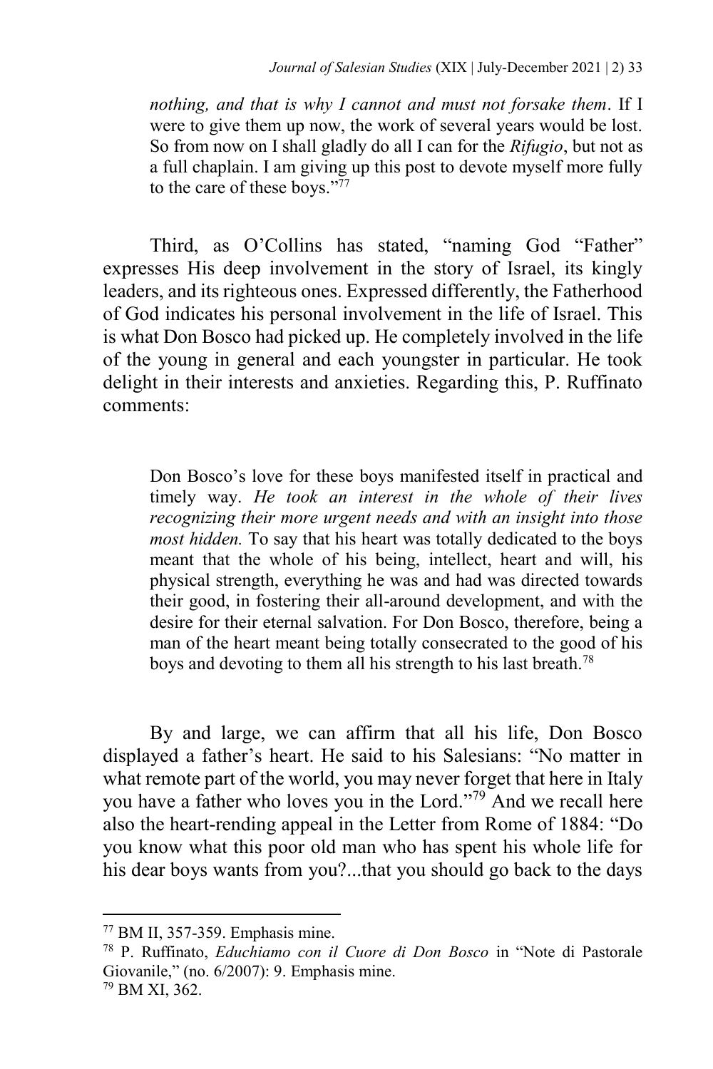> *nothing, and that is why I cannot and must not forsake them*. If I were to give them up now, the work of several years would be lost. So from now on I shall gladly do all I can for the *Rifugio*, but not as a full chaplain. I am giving up this post to devote myself more fully to the care of these boys."[77]

Third, as O'Collins has stated, "naming God "Father" expresses His deep involvement in the story of Israel, its kingly leaders, and its righteous ones. Expressed differently, the Fatherhood of God indicates his personal involvement in the life of Israel. This is what Don Bosco had picked up. He completely involved in the life of the young in general and each youngster in particular. He took delight in their interests and anxieties. Regarding this, P. Ruffinato comments:

> Don Bosco's love for these boys manifested itself in practical and timely way. *He took an interest in the whole of their lives recognizing their more urgent needs and with an insight into those most hidden.* To say that his heart was totally dedicated to the boys meant that the whole of his being, intellect, heart and will, his physical strength, everything he was and had was directed towards their good, in fostering their all-around development, and with the desire for their eternal salvation. For Don Bosco, therefore, being a man of the heart meant being totally consecrated to the good of his boys and devoting to them all his strength to his last breath.[78]

By and large, we can affirm that all his life, Don Bosco displayed a father's heart. He said to his Salesians: "No matter in what remote part of the world, you may never forget that here in Italy you have a father who loves you in the Lord."[79] And we recall here also the heart-rending appeal in the Letter from Rome of 1884: "Do you know what this poor old man who has spent his whole life for his dear boys wants from you?...that you should go back to the days

---

[77] BM II, 357-359. Emphasis mine.

[78] P. Ruffinato, *Educhiamo con il Cuore di Don Bosco* in "Note di Pastorale Giovanile," (no. 6/2007): 9. Emphasis mine.

[79] BM XI, 362.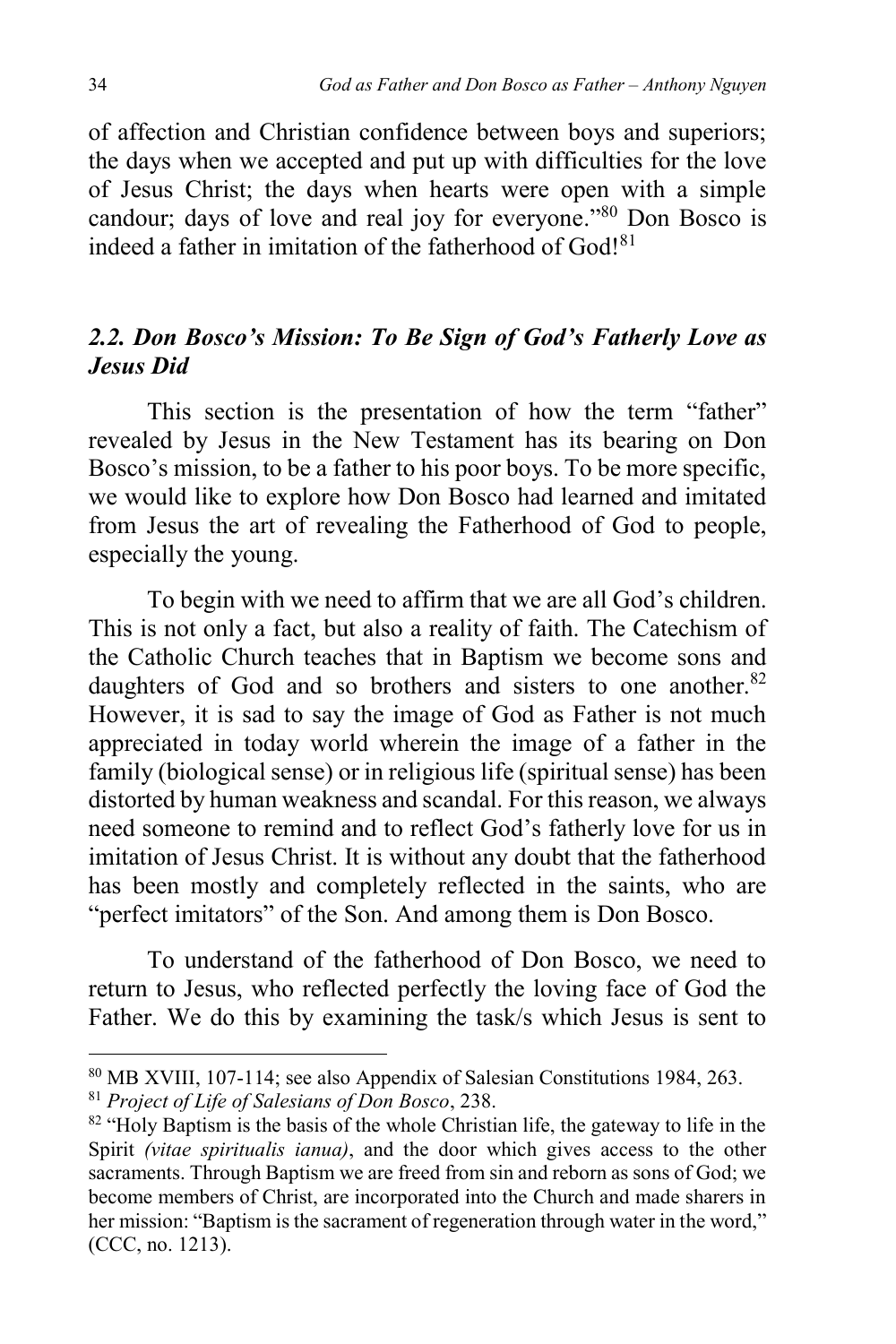of affection and Christian confidence between boys and superiors; the days when we accepted and put up with difficulties for the love of Jesus Christ; the days when hearts were open with a simple candour; days of love and real joy for everyone."[80] Don Bosco is indeed a father in imitation of the fatherhood of God![81]

## *2.2. Don Bosco's Mission: To Be Sign of God's Fatherly Love as Jesus Did*

This section is the presentation of how the term "father" revealed by Jesus in the New Testament has its bearing on Don Bosco's mission, to be a father to his poor boys. To be more specific, we would like to explore how Don Bosco had learned and imitated from Jesus the art of revealing the Fatherhood of God to people, especially the young.

To begin with we need to affirm that we are all God's children. This is not only a fact, but also a reality of faith. The Catechism of the Catholic Church teaches that in Baptism we become sons and daughters of God and so brothers and sisters to one another.[82] However, it is sad to say the image of God as Father is not much appreciated in today world wherein the image of a father in the family (biological sense) or in religious life (spiritual sense) has been distorted by human weakness and scandal. For this reason, we always need someone to remind and to reflect God's fatherly love for us in imitation of Jesus Christ. It is without any doubt that the fatherhood has been mostly and completely reflected in the saints, who are "perfect imitators" of the Son. And among them is Don Bosco.

To understand of the fatherhood of Don Bosco, we need to return to Jesus, who reflected perfectly the loving face of God the Father. We do this by examining the task/s which Jesus is sent to

---

[80] MB XVIII, 107-114; see also Appendix of Salesian Constitutions 1984, 263.

[81] *Project of Life of Salesians of Don Bosco*, 238.

[82] "Holy Baptism is the basis of the whole Christian life, the gateway to life in the Spirit *(vitae spiritualis ianua)*, and the door which gives access to the other sacraments. Through Baptism we are freed from sin and reborn as sons of God; we become members of Christ, are incorporated into the Church and made sharers in her mission: "Baptism is the sacrament of regeneration through water in the word," (CCC, no. 1213).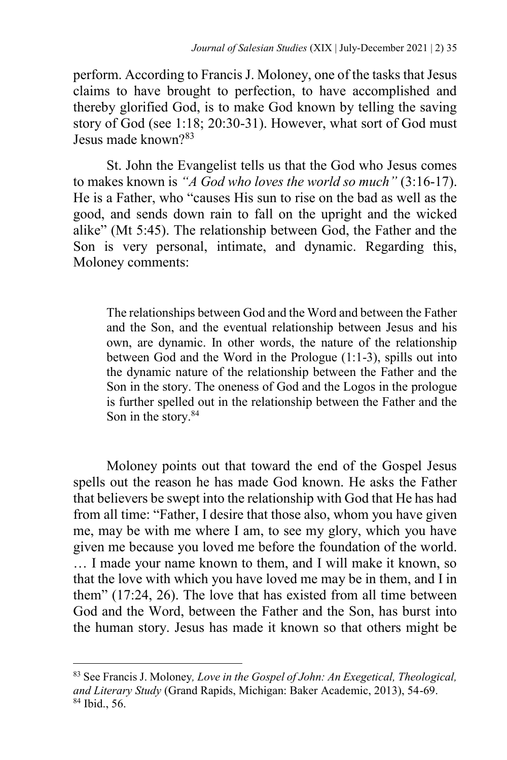perform. According to Francis J. Moloney, one of the tasks that Jesus claims to have brought to perfection, to have accomplished and thereby glorified God, is to make God known by telling the saving story of God (see 1:18; 20:30-31). However, what sort of God must Jesus made known?[83]

St. John the Evangelist tells us that the God who Jesus comes to makes known is *"A God who loves the world so much"* (3:16-17). He is a Father, who "causes His sun to rise on the bad as well as the good, and sends down rain to fall on the upright and the wicked alike" (Mt 5:45). The relationship between God, the Father and the Son is very personal, intimate, and dynamic. Regarding this, Moloney comments:

> The relationships between God and the Word and between the Father and the Son, and the eventual relationship between Jesus and his own, are dynamic. In other words, the nature of the relationship between God and the Word in the Prologue (1:1-3), spills out into the dynamic nature of the relationship between the Father and the Son in the story. The oneness of God and the Logos in the prologue is further spelled out in the relationship between the Father and the Son in the story.[84]

Moloney points out that toward the end of the Gospel Jesus spells out the reason he has made God known. He asks the Father that believers be swept into the relationship with God that He has had from all time: "Father, I desire that those also, whom you have given me, may be with me where I am, to see my glory, which you have given me because you loved me before the foundation of the world. … I made your name known to them, and I will make it known, so that the love with which you have loved me may be in them, and I in them" (17:24, 26). The love that has existed from all time between God and the Word, between the Father and the Son, has burst into the human story. Jesus has made it known so that others might be

---

[83] See Francis J. Moloney*, Love in the Gospel of John: An Exegetical, Theological, and Literary Study* (Grand Rapids, Michigan: Baker Academic, 2013), 54-69.

[84] Ibid., 56.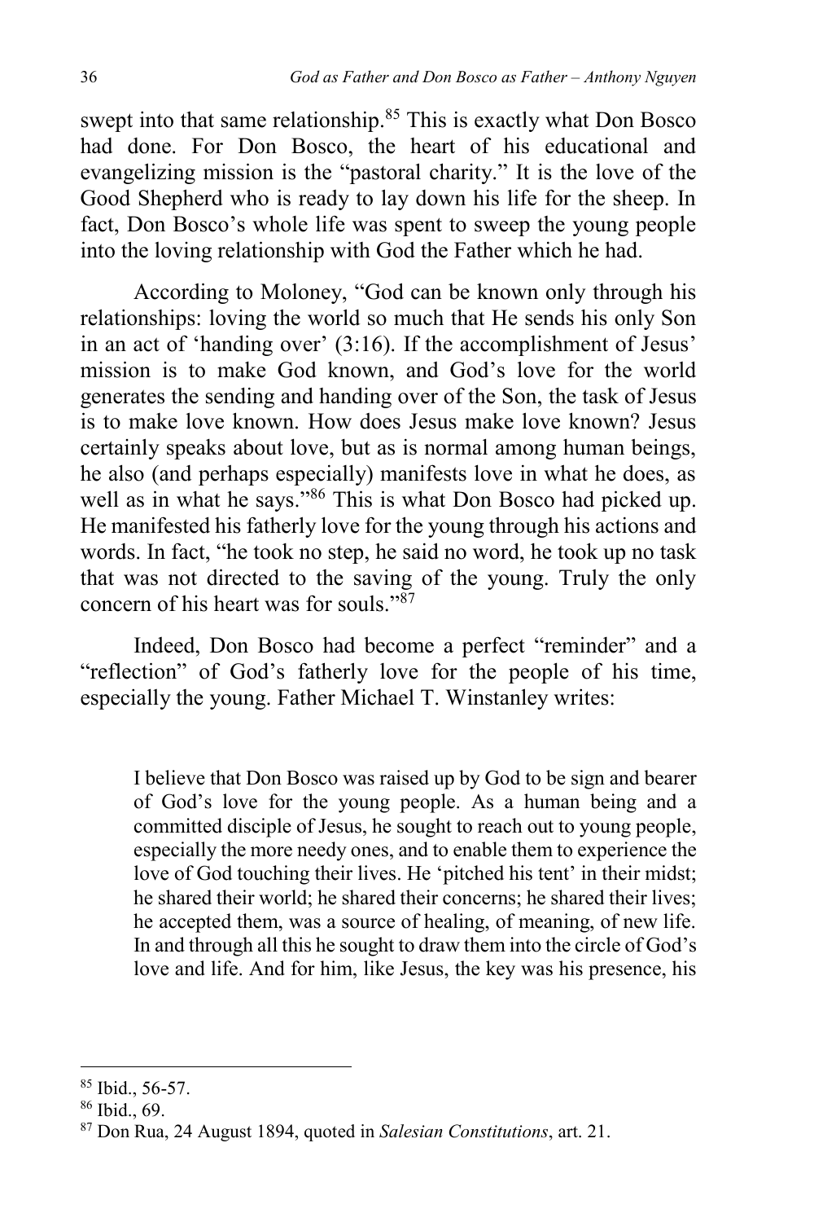swept into that same relationship.[85] This is exactly what Don Bosco had done. For Don Bosco, the heart of his educational and evangelizing mission is the "pastoral charity." It is the love of the Good Shepherd who is ready to lay down his life for the sheep. In fact, Don Bosco's whole life was spent to sweep the young people into the loving relationship with God the Father which he had.

According to Moloney, "God can be known only through his relationships: loving the world so much that He sends his only Son in an act of 'handing over' (3:16). If the accomplishment of Jesus' mission is to make God known, and God's love for the world generates the sending and handing over of the Son, the task of Jesus is to make love known. How does Jesus make love known? Jesus certainly speaks about love, but as is normal among human beings, he also (and perhaps especially) manifests love in what he does, as well as in what he says."[86] This is what Don Bosco had picked up. He manifested his fatherly love for the young through his actions and words. In fact, "he took no step, he said no word, he took up no task that was not directed to the saving of the young. Truly the only concern of his heart was for souls."[87]

Indeed, Don Bosco had become a perfect "reminder" and a "reflection" of God's fatherly love for the people of his time, especially the young. Father Michael T. Winstanley writes:

> I believe that Don Bosco was raised up by God to be sign and bearer of God's love for the young people. As a human being and a committed disciple of Jesus, he sought to reach out to young people, especially the more needy ones, and to enable them to experience the love of God touching their lives. He 'pitched his tent' in their midst; he shared their world; he shared their concerns; he shared their lives; he accepted them, was a source of healing, of meaning, of new life. In and through all this he sought to draw them into the circle of God's love and life. And for him, like Jesus, the key was his presence, his

[85] Ibid., 56-57.

[86] Ibid., 69.

[87] Don Rua, 24 August 1894, quoted in *Salesian Constitutions*, art. 21.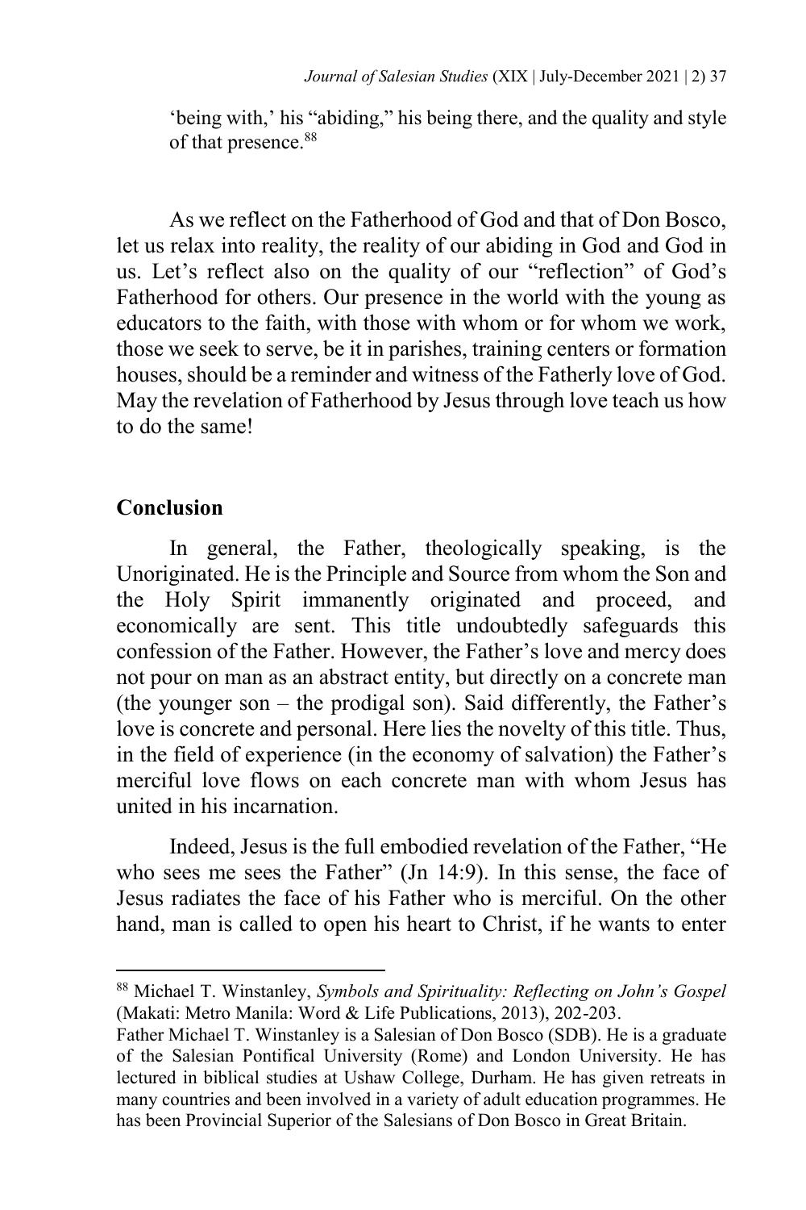'being with,' his "abiding," his being there, and the quality and style of that presence.[88]

As we reflect on the Fatherhood of God and that of Don Bosco, let us relax into reality, the reality of our abiding in God and God in us. Let's reflect also on the quality of our "reflection" of God's Fatherhood for others. Our presence in the world with the young as educators to the faith, with those with whom or for whom we work, those we seek to serve, be it in parishes, training centers or formation houses, should be a reminder and witness of the Fatherly love of God. May the revelation of Fatherhood by Jesus through love teach us how to do the same!

## Conclusion

In general, the Father, theologically speaking, is the Unoriginated. He is the Principle and Source from whom the Son and the Holy Spirit immanently originated and proceed, and economically are sent. This title undoubtedly safeguards this confession of the Father. However, the Father's love and mercy does not pour on man as an abstract entity, but directly on a concrete man (the younger son – the prodigal son). Said differently, the Father's love is concrete and personal. Here lies the novelty of this title. Thus, in the field of experience (in the economy of salvation) the Father's merciful love flows on each concrete man with whom Jesus has united in his incarnation.

Indeed, Jesus is the full embodied revelation of the Father, "He who sees me sees the Father" (Jn 14:9). In this sense, the face of Jesus radiates the face of his Father who is merciful. On the other hand, man is called to open his heart to Christ, if he wants to enter

---

[88] Michael T. Winstanley, *Symbols and Spirituality: Reflecting on John's Gospel* (Makati: Metro Manila: Word & Life Publications, 2013), 202-203.
Father Michael T. Winstanley is a Salesian of Don Bosco (SDB). He is a graduate of the Salesian Pontifical University (Rome) and London University. He has lectured in biblical studies at Ushaw College, Durham. He has given retreats in many countries and been involved in a variety of adult education programmes. He has been Provincial Superior of the Salesians of Don Bosco in Great Britain.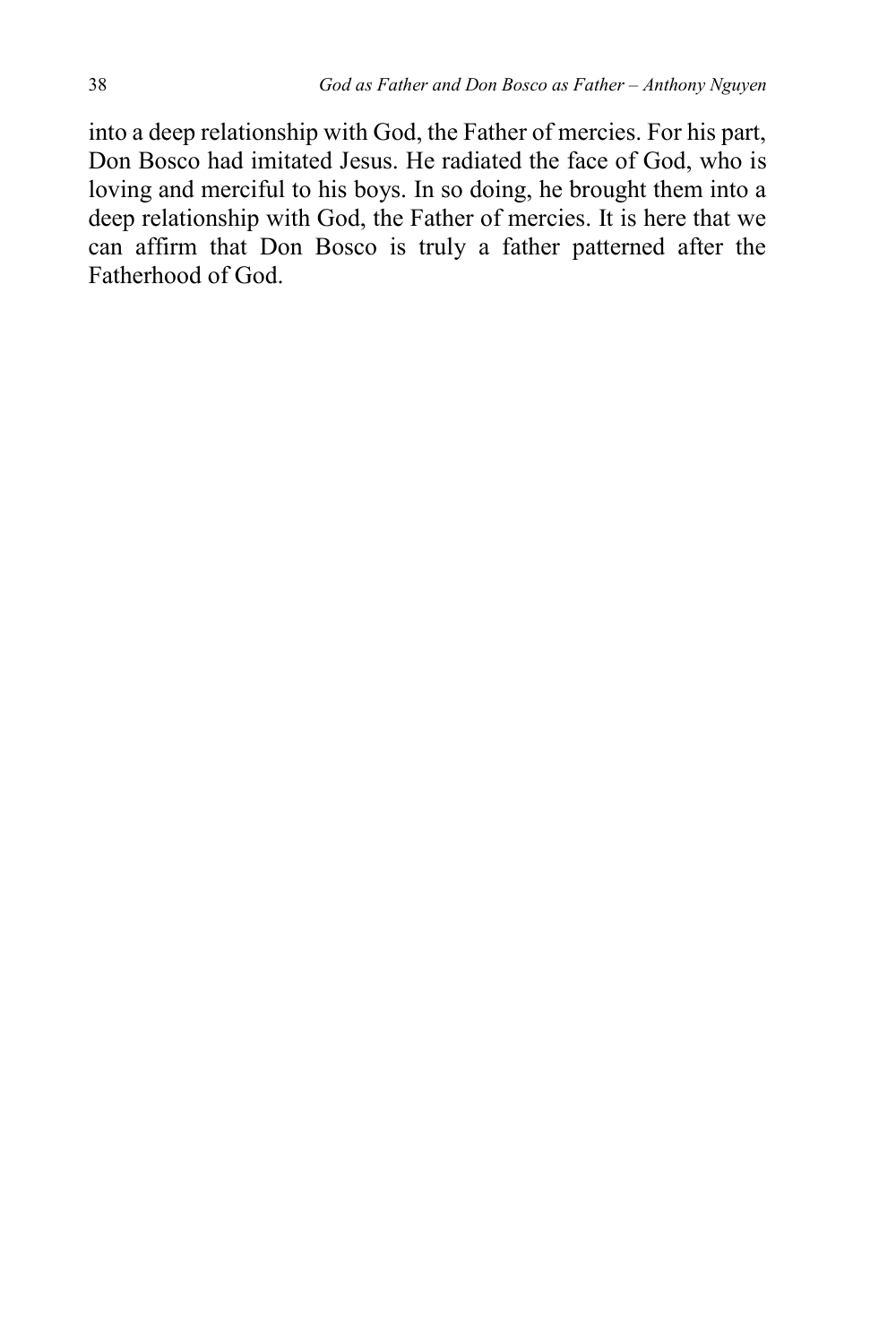into a deep relationship with God, the Father of mercies. For his part, Don Bosco had imitated Jesus. He radiated the face of God, who is loving and merciful to his boys. In so doing, he brought them into a deep relationship with God, the Father of mercies. It is here that we can affirm that Don Bosco is truly a father patterned after the Fatherhood of God.